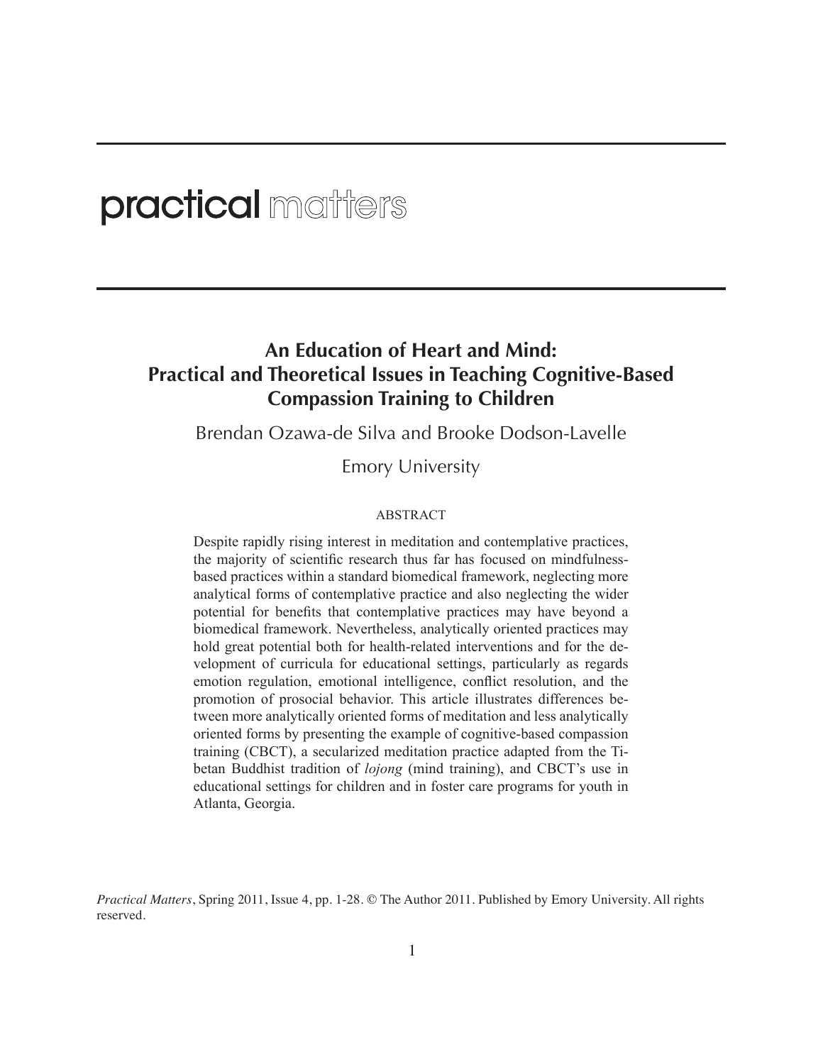practical matters

# An Education of Heart and Mind: Practical and Theoretical Issues in Teaching Cognitive-Based Compassion Training to Children

Brendan Ozawa-de Silva and Brooke Dodson-Lavelle

Emory University

ABSTRACT

Despite rapidly rising interest in meditation and contemplative practices, the majority of scientific research thus far has focused on mindfulness-based practices within a standard biomedical framework, neglecting more analytical forms of contemplative practice and also neglecting the wider potential for benefits that contemplative practices may have beyond a biomedical framework. Nevertheless, analytically oriented practices may hold great potential both for health-related interventions and for the development of curricula for educational settings, particularly as regards emotion regulation, emotional intelligence, conflict resolution, and the promotion of prosocial behavior. This article illustrates differences between more analytically oriented forms of meditation and less analytically oriented forms by presenting the example of cognitive-based compassion training (CBCT), a secularized meditation practice adapted from the Tibetan Buddhist tradition of *lojong* (mind training), and CBCT's use in educational settings for children and in foster care programs for youth in Atlanta, Georgia.

*Practical Matters*, Spring 2011, Issue 4, pp. 1-28. © The Author 2011. Published by Emory University. All rights reserved.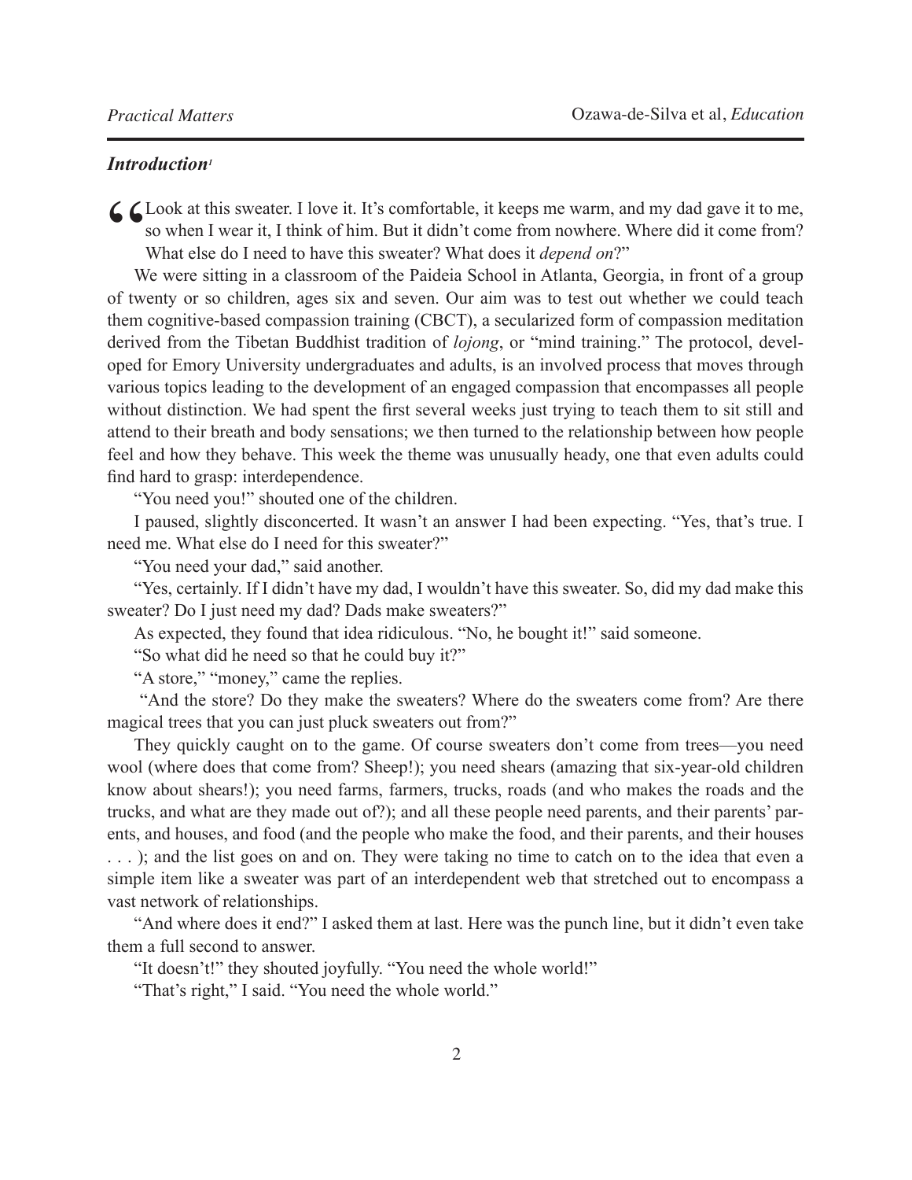### *Introduction*[1]

"Look at this sweater. I love it. It's comfortable, it keeps me warm, and my dad gave it to me, so when I wear it, I think of him. But it didn't come from nowhere. Where did it come from? What else do I need to have this sweater? What does it *depend on*?"

We were sitting in a classroom of the Paideia School in Atlanta, Georgia, in front of a group of twenty or so children, ages six and seven. Our aim was to test out whether we could teach them cognitive-based compassion training (CBCT), a secularized form of compassion meditation derived from the Tibetan Buddhist tradition of *lojong*, or "mind training." The protocol, developed for Emory University undergraduates and adults, is an involved process that moves through various topics leading to the development of an engaged compassion that encompasses all people without distinction. We had spent the first several weeks just trying to teach them to sit still and attend to their breath and body sensations; we then turned to the relationship between how people feel and how they behave. This week the theme was unusually heady, one that even adults could find hard to grasp: interdependence.

"You need you!" shouted one of the children.

I paused, slightly disconcerted. It wasn't an answer I had been expecting. "Yes, that's true. I need me. What else do I need for this sweater?"

"You need your dad," said another.

"Yes, certainly. If I didn't have my dad, I wouldn't have this sweater. So, did my dad make this sweater? Do I just need my dad? Dads make sweaters?"

As expected, they found that idea ridiculous. "No, he bought it!" said someone.

"So what did he need so that he could buy it?"

"A store," "money," came the replies.

"And the store? Do they make the sweaters? Where do the sweaters come from? Are there magical trees that you can just pluck sweaters out from?"

They quickly caught on to the game. Of course sweaters don't come from trees—you need wool (where does that come from? Sheep!); you need shears (amazing that six-year-old children know about shears!); you need farms, farmers, trucks, roads (and who makes the roads and the trucks, and what are they made out of?); and all these people need parents, and their parents' parents, and houses, and food (and the people who make the food, and their parents, and their houses . . . ); and the list goes on and on. They were taking no time to catch on to the idea that even a simple item like a sweater was part of an interdependent web that stretched out to encompass a vast network of relationships.

"And where does it end?" I asked them at last. Here was the punch line, but it didn't even take them a full second to answer.

"It doesn't!" they shouted joyfully. "You need the whole world!"

"That's right," I said. "You need the whole world."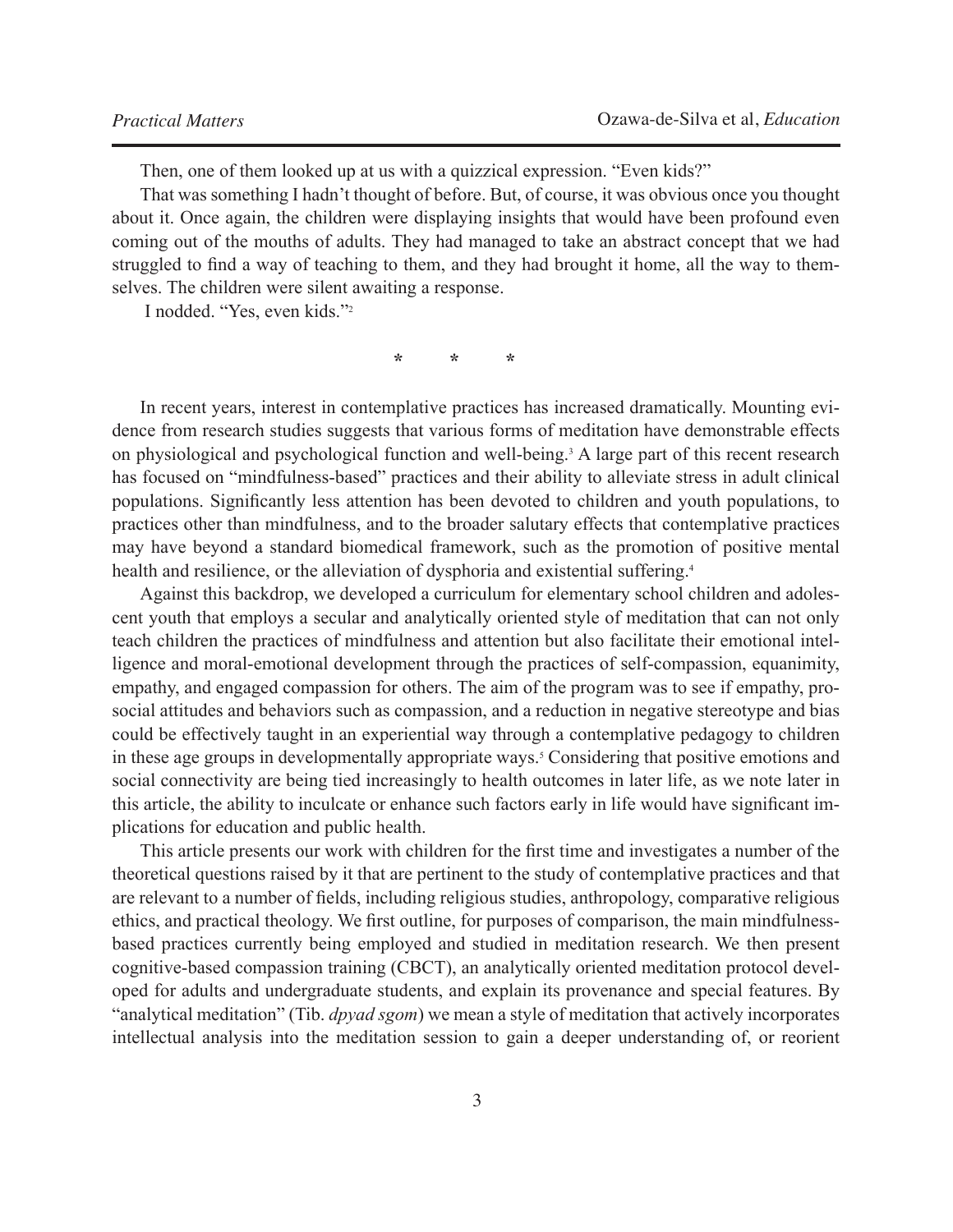Then, one of them looked up at us with a quizzical expression. "Even kids?"

That was something I hadn't thought of before. But, of course, it was obvious once you thought about it. Once again, the children were displaying insights that would have been profound even coming out of the mouths of adults. They had managed to take an abstract concept that we had struggled to find a way of teaching to them, and they had brought it home, all the way to themselves. The children were silent awaiting a response.

I nodded. "Yes, even kids."[2]

\*   \*   \*

In recent years, interest in contemplative practices has increased dramatically. Mounting evidence from research studies suggests that various forms of meditation have demonstrable effects on physiological and psychological function and well-being.[3] A large part of this recent research has focused on "mindfulness-based" practices and their ability to alleviate stress in adult clinical populations. Significantly less attention has been devoted to children and youth populations, to practices other than mindfulness, and to the broader salutary effects that contemplative practices may have beyond a standard biomedical framework, such as the promotion of positive mental health and resilience, or the alleviation of dysphoria and existential suffering.[4]

Against this backdrop, we developed a curriculum for elementary school children and adolescent youth that employs a secular and analytically oriented style of meditation that can not only teach children the practices of mindfulness and attention but also facilitate their emotional intelligence and moral-emotional development through the practices of self-compassion, equanimity, empathy, and engaged compassion for others. The aim of the program was to see if empathy, prosocial attitudes and behaviors such as compassion, and a reduction in negative stereotype and bias could be effectively taught in an experiential way through a contemplative pedagogy to children in these age groups in developmentally appropriate ways.[5] Considering that positive emotions and social connectivity are being tied increasingly to health outcomes in later life, as we note later in this article, the ability to inculcate or enhance such factors early in life would have significant implications for education and public health.

This article presents our work with children for the first time and investigates a number of the theoretical questions raised by it that are pertinent to the study of contemplative practices and that are relevant to a number of fields, including religious studies, anthropology, comparative religious ethics, and practical theology. We first outline, for purposes of comparison, the main mindfulness-based practices currently being employed and studied in meditation research. We then present cognitive-based compassion training (CBCT), an analytically oriented meditation protocol developed for adults and undergraduate students, and explain its provenance and special features. By "analytical meditation" (Tib. *dpyad sgom*) we mean a style of meditation that actively incorporates intellectual analysis into the meditation session to gain a deeper understanding of, or reorient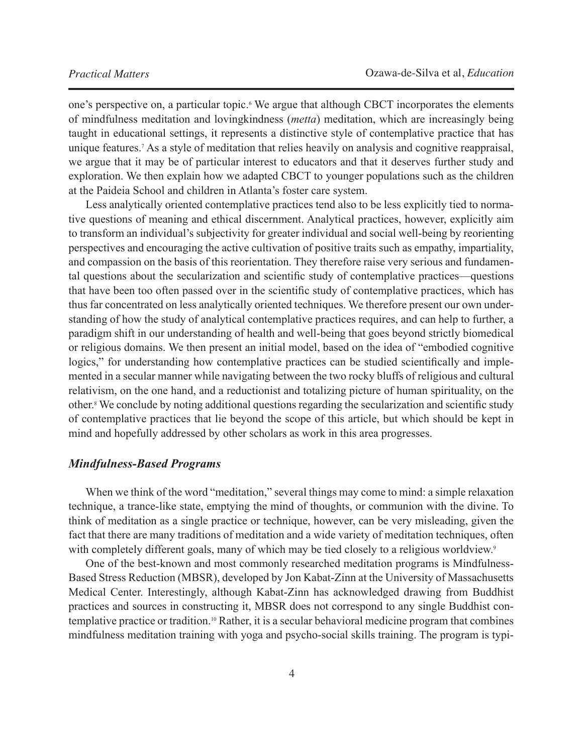one's perspective on, a particular topic.[6] We argue that although CBCT incorporates the elements of mindfulness meditation and lovingkindness (*metta*) meditation, which are increasingly being taught in educational settings, it represents a distinctive style of contemplative practice that has unique features.[7] As a style of meditation that relies heavily on analysis and cognitive reappraisal, we argue that it may be of particular interest to educators and that it deserves further study and exploration. We then explain how we adapted CBCT to younger populations such as the children at the Paideia School and children in Atlanta's foster care system.

Less analytically oriented contemplative practices tend also to be less explicitly tied to normative questions of meaning and ethical discernment. Analytical practices, however, explicitly aim to transform an individual's subjectivity for greater individual and social well-being by reorienting perspectives and encouraging the active cultivation of positive traits such as empathy, impartiality, and compassion on the basis of this reorientation. They therefore raise very serious and fundamental questions about the secularization and scientific study of contemplative practices—questions that have been too often passed over in the scientific study of contemplative practices, which has thus far concentrated on less analytically oriented techniques. We therefore present our own understanding of how the study of analytical contemplative practices requires, and can help to further, a paradigm shift in our understanding of health and well-being that goes beyond strictly biomedical or religious domains. We then present an initial model, based on the idea of "embodied cognitive logics," for understanding how contemplative practices can be studied scientifically and implemented in a secular manner while navigating between the two rocky bluffs of religious and cultural relativism, on the one hand, and a reductionist and totalizing picture of human spirituality, on the other.[8] We conclude by noting additional questions regarding the secularization and scientific study of contemplative practices that lie beyond the scope of this article, but which should be kept in mind and hopefully addressed by other scholars as work in this area progresses.

### *Mindfulness-Based Programs*

When we think of the word "meditation," several things may come to mind: a simple relaxation technique, a trance-like state, emptying the mind of thoughts, or communion with the divine. To think of meditation as a single practice or technique, however, can be very misleading, given the fact that there are many traditions of meditation and a wide variety of meditation techniques, often with completely different goals, many of which may be tied closely to a religious worldview.[9]

One of the best-known and most commonly researched meditation programs is Mindfulness-Based Stress Reduction (MBSR), developed by Jon Kabat-Zinn at the University of Massachusetts Medical Center. Interestingly, although Kabat-Zinn has acknowledged drawing from Buddhist practices and sources in constructing it, MBSR does not correspond to any single Buddhist contemplative practice or tradition.[10] Rather, it is a secular behavioral medicine program that combines mindfulness meditation training with yoga and psycho-social skills training. The program is typi-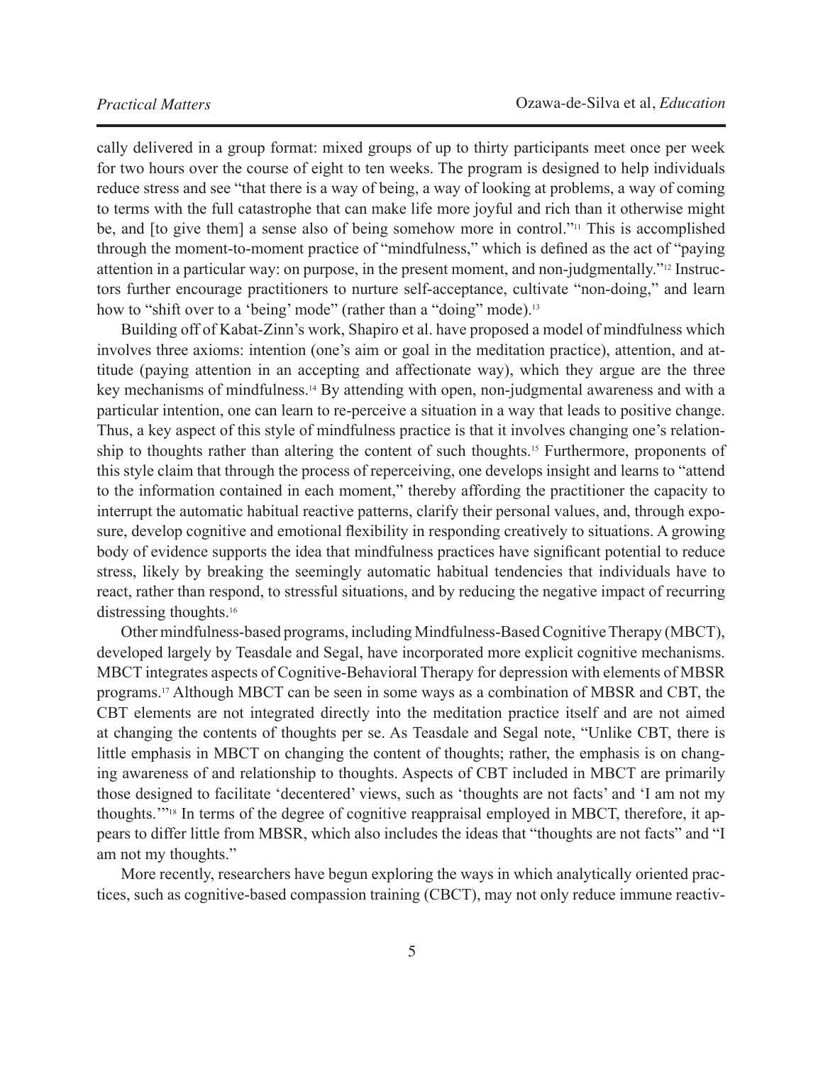cally delivered in a group format: mixed groups of up to thirty participants meet once per week for two hours over the course of eight to ten weeks. The program is designed to help individuals reduce stress and see "that there is a way of being, a way of looking at problems, a way of coming to terms with the full catastrophe that can make life more joyful and rich than it otherwise might be, and [to give them] a sense also of being somehow more in control."[11] This is accomplished through the moment-to-moment practice of "mindfulness," which is defined as the act of "paying attention in a particular way: on purpose, in the present moment, and non-judgmentally."[12] Instructors further encourage practitioners to nurture self-acceptance, cultivate "non-doing," and learn how to "shift over to a 'being' mode" (rather than a "doing" mode).[13]

Building off of Kabat-Zinn's work, Shapiro et al. have proposed a model of mindfulness which involves three axioms: intention (one's aim or goal in the meditation practice), attention, and attitude (paying attention in an accepting and affectionate way), which they argue are the three key mechanisms of mindfulness.[14] By attending with open, non-judgmental awareness and with a particular intention, one can learn to re-perceive a situation in a way that leads to positive change. Thus, a key aspect of this style of mindfulness practice is that it involves changing one's relationship to thoughts rather than altering the content of such thoughts.[15] Furthermore, proponents of this style claim that through the process of reperceiving, one develops insight and learns to "attend to the information contained in each moment," thereby affording the practitioner the capacity to interrupt the automatic habitual reactive patterns, clarify their personal values, and, through exposure, develop cognitive and emotional flexibility in responding creatively to situations. A growing body of evidence supports the idea that mindfulness practices have significant potential to reduce stress, likely by breaking the seemingly automatic habitual tendencies that individuals have to react, rather than respond, to stressful situations, and by reducing the negative impact of recurring distressing thoughts.[16]

Other mindfulness-based programs, including Mindfulness-Based Cognitive Therapy (MBCT), developed largely by Teasdale and Segal, have incorporated more explicit cognitive mechanisms. MBCT integrates aspects of Cognitive-Behavioral Therapy for depression with elements of MBSR programs.[17] Although MBCT can be seen in some ways as a combination of MBSR and CBT, the CBT elements are not integrated directly into the meditation practice itself and are not aimed at changing the contents of thoughts per se. As Teasdale and Segal note, "Unlike CBT, there is little emphasis in MBCT on changing the content of thoughts; rather, the emphasis is on changing awareness of and relationship to thoughts. Aspects of CBT included in MBCT are primarily those designed to facilitate 'decentered' views, such as 'thoughts are not facts' and 'I am not my thoughts.'"[18] In terms of the degree of cognitive reappraisal employed in MBCT, therefore, it appears to differ little from MBSR, which also includes the ideas that "thoughts are not facts" and "I am not my thoughts."

More recently, researchers have begun exploring the ways in which analytically oriented practices, such as cognitive-based compassion training (CBCT), may not only reduce immune reactiv-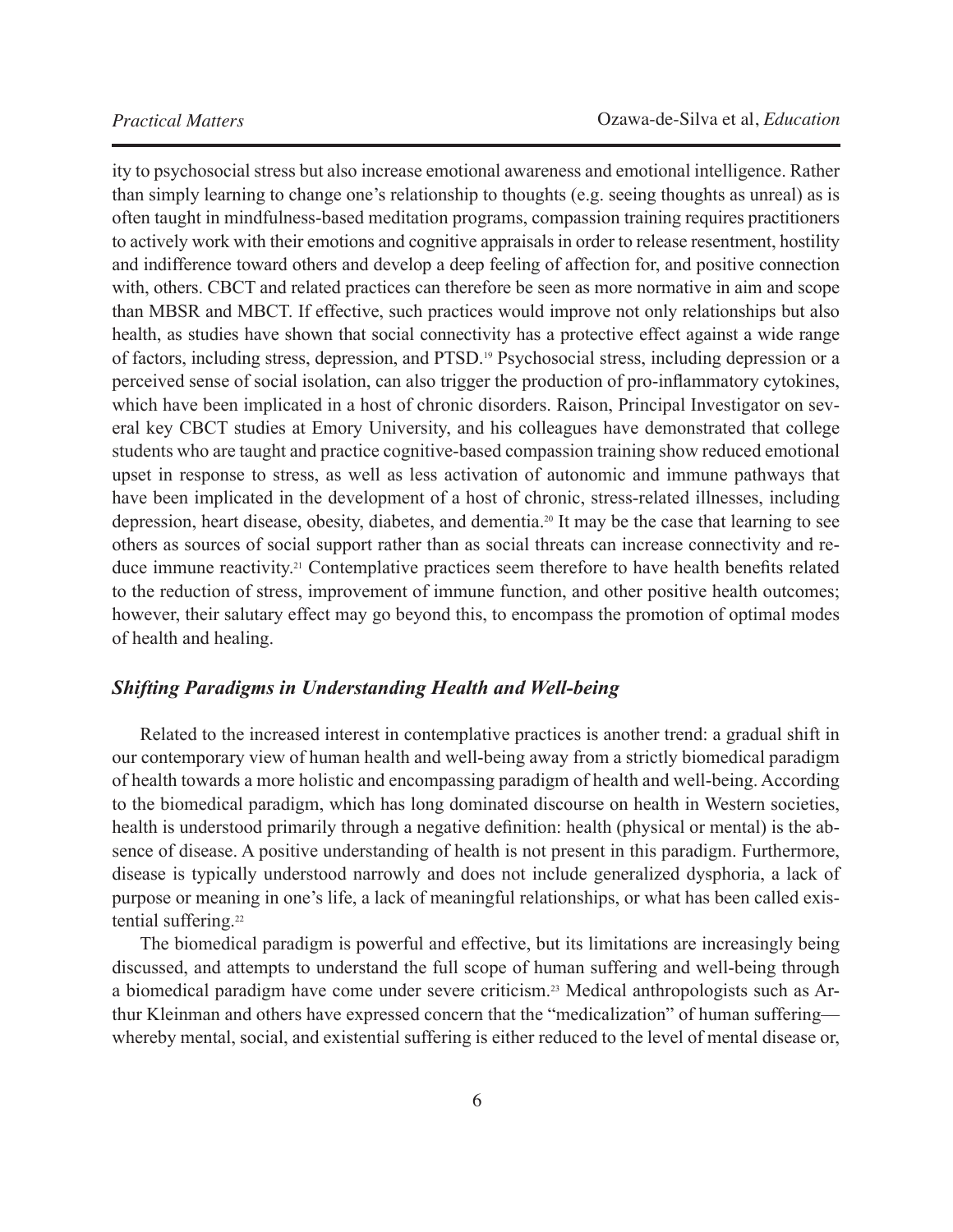ity to psychosocial stress but also increase emotional awareness and emotional intelligence. Rather than simply learning to change one's relationship to thoughts (e.g. seeing thoughts as unreal) as is often taught in mindfulness-based meditation programs, compassion training requires practitioners to actively work with their emotions and cognitive appraisals in order to release resentment, hostility and indifference toward others and develop a deep feeling of affection for, and positive connection with, others. CBCT and related practices can therefore be seen as more normative in aim and scope than MBSR and MBCT. If effective, such practices would improve not only relationships but also health, as studies have shown that social connectivity has a protective effect against a wide range of factors, including stress, depression, and PTSD.[19] Psychosocial stress, including depression or a perceived sense of social isolation, can also trigger the production of pro-inflammatory cytokines, which have been implicated in a host of chronic disorders. Raison, Principal Investigator on several key CBCT studies at Emory University, and his colleagues have demonstrated that college students who are taught and practice cognitive-based compassion training show reduced emotional upset in response to stress, as well as less activation of autonomic and immune pathways that have been implicated in the development of a host of chronic, stress-related illnesses, including depression, heart disease, obesity, diabetes, and dementia.[20] It may be the case that learning to see others as sources of social support rather than as social threats can increase connectivity and reduce immune reactivity.[21] Contemplative practices seem therefore to have health benefits related to the reduction of stress, improvement of immune function, and other positive health outcomes; however, their salutary effect may go beyond this, to encompass the promotion of optimal modes of health and healing.

### *Shifting Paradigms in Understanding Health and Well-being*

Related to the increased interest in contemplative practices is another trend: a gradual shift in our contemporary view of human health and well-being away from a strictly biomedical paradigm of health towards a more holistic and encompassing paradigm of health and well-being. According to the biomedical paradigm, which has long dominated discourse on health in Western societies, health is understood primarily through a negative definition: health (physical or mental) is the absence of disease. A positive understanding of health is not present in this paradigm. Furthermore, disease is typically understood narrowly and does not include generalized dysphoria, a lack of purpose or meaning in one's life, a lack of meaningful relationships, or what has been called existential suffering.[22]

The biomedical paradigm is powerful and effective, but its limitations are increasingly being discussed, and attempts to understand the full scope of human suffering and well-being through a biomedical paradigm have come under severe criticism.[23] Medical anthropologists such as Arthur Kleinman and others have expressed concern that the "medicalization" of human suffering—whereby mental, social, and existential suffering is either reduced to the level of mental disease or,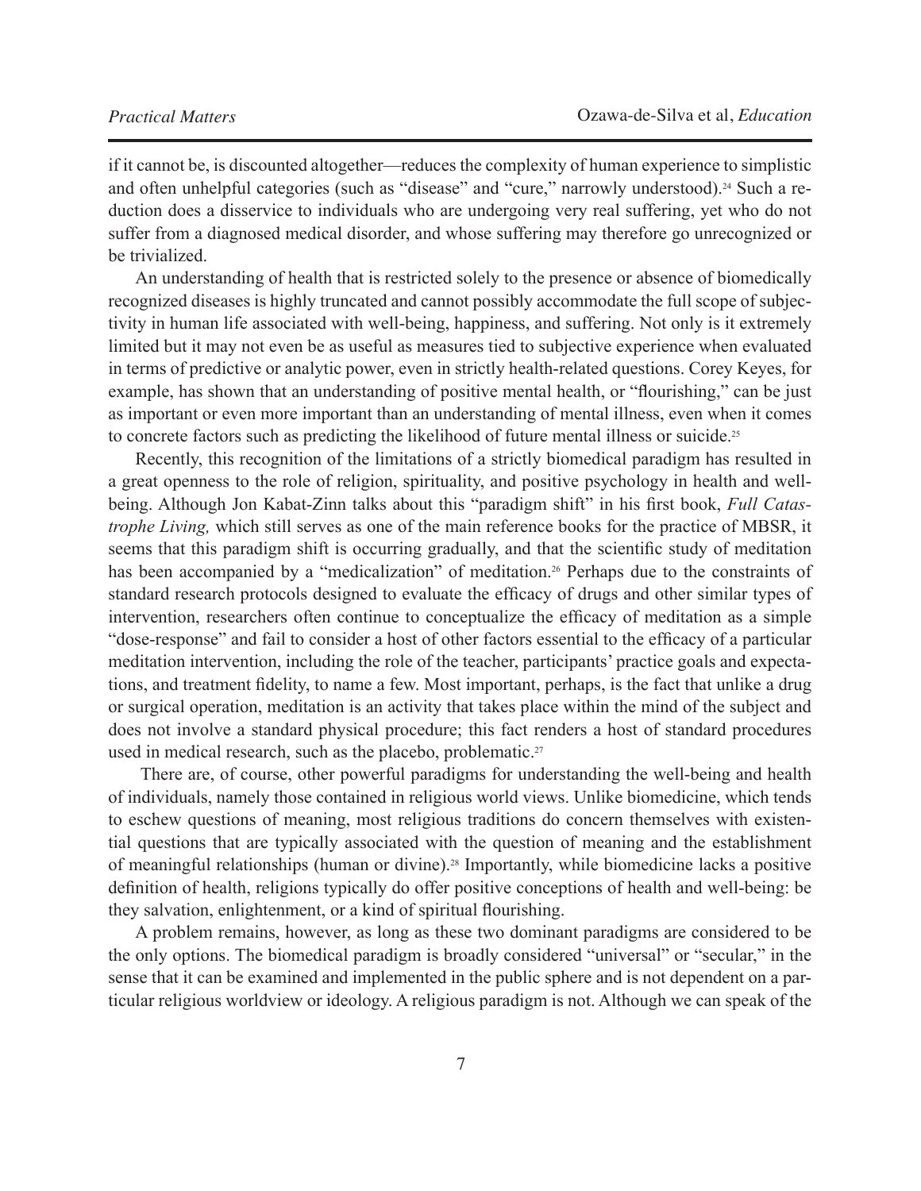if it cannot be, is discounted altogether—reduces the complexity of human experience to simplistic and often unhelpful categories (such as "disease" and "cure," narrowly understood).[24] Such a reduction does a disservice to individuals who are undergoing very real suffering, yet who do not suffer from a diagnosed medical disorder, and whose suffering may therefore go unrecognized or be trivialized.

An understanding of health that is restricted solely to the presence or absence of biomedically recognized diseases is highly truncated and cannot possibly accommodate the full scope of subjectivity in human life associated with well-being, happiness, and suffering. Not only is it extremely limited but it may not even be as useful as measures tied to subjective experience when evaluated in terms of predictive or analytic power, even in strictly health-related questions. Corey Keyes, for example, has shown that an understanding of positive mental health, or "flourishing," can be just as important or even more important than an understanding of mental illness, even when it comes to concrete factors such as predicting the likelihood of future mental illness or suicide.[25]

Recently, this recognition of the limitations of a strictly biomedical paradigm has resulted in a great openness to the role of religion, spirituality, and positive psychology in health and well-being. Although Jon Kabat-Zinn talks about this "paradigm shift" in his first book, *Full Catastrophe Living,* which still serves as one of the main reference books for the practice of MBSR, it seems that this paradigm shift is occurring gradually, and that the scientific study of meditation has been accompanied by a "medicalization" of meditation.[26] Perhaps due to the constraints of standard research protocols designed to evaluate the efficacy of drugs and other similar types of intervention, researchers often continue to conceptualize the efficacy of meditation as a simple "dose-response" and fail to consider a host of other factors essential to the efficacy of a particular meditation intervention, including the role of the teacher, participants' practice goals and expectations, and treatment fidelity, to name a few. Most important, perhaps, is the fact that unlike a drug or surgical operation, meditation is an activity that takes place within the mind of the subject and does not involve a standard physical procedure; this fact renders a host of standard procedures used in medical research, such as the placebo, problematic.[27]

There are, of course, other powerful paradigms for understanding the well-being and health of individuals, namely those contained in religious world views. Unlike biomedicine, which tends to eschew questions of meaning, most religious traditions do concern themselves with existential questions that are typically associated with the question of meaning and the establishment of meaningful relationships (human or divine).[28] Importantly, while biomedicine lacks a positive definition of health, religions typically do offer positive conceptions of health and well-being: be they salvation, enlightenment, or a kind of spiritual flourishing.

A problem remains, however, as long as these two dominant paradigms are considered to be the only options. The biomedical paradigm is broadly considered "universal" or "secular," in the sense that it can be examined and implemented in the public sphere and is not dependent on a particular religious worldview or ideology. A religious paradigm is not. Although we can speak of the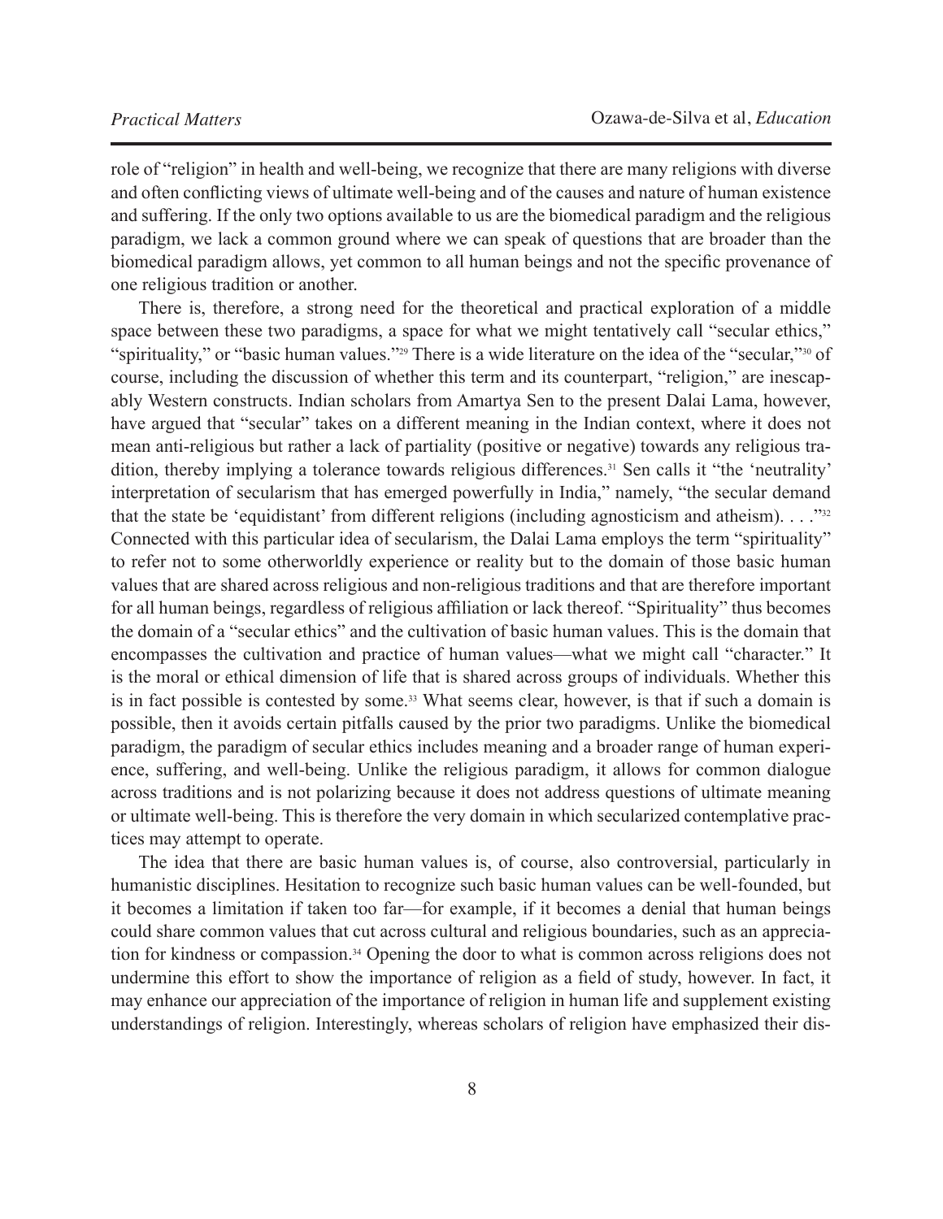role of "religion" in health and well-being, we recognize that there are many religions with diverse and often conflicting views of ultimate well-being and of the causes and nature of human existence and suffering. If the only two options available to us are the biomedical paradigm and the religious paradigm, we lack a common ground where we can speak of questions that are broader than the biomedical paradigm allows, yet common to all human beings and not the specific provenance of one religious tradition or another.

There is, therefore, a strong need for the theoretical and practical exploration of a middle space between these two paradigms, a space for what we might tentatively call "secular ethics," "spirituality," or "basic human values."[29] There is a wide literature on the idea of the "secular,"[30] of course, including the discussion of whether this term and its counterpart, "religion," are inescapably Western constructs. Indian scholars from Amartya Sen to the present Dalai Lama, however, have argued that "secular" takes on a different meaning in the Indian context, where it does not mean anti-religious but rather a lack of partiality (positive or negative) towards any religious tradition, thereby implying a tolerance towards religious differences.[31] Sen calls it "the 'neutrality' interpretation of secularism that has emerged powerfully in India," namely, "the secular demand that the state be 'equidistant' from different religions (including agnosticism and atheism). . . ."[32] Connected with this particular idea of secularism, the Dalai Lama employs the term "spirituality" to refer not to some otherworldly experience or reality but to the domain of those basic human values that are shared across religious and non-religious traditions and that are therefore important for all human beings, regardless of religious affiliation or lack thereof. "Spirituality" thus becomes the domain of a "secular ethics" and the cultivation of basic human values. This is the domain that encompasses the cultivation and practice of human values—what we might call "character." It is the moral or ethical dimension of life that is shared across groups of individuals. Whether this is in fact possible is contested by some.[33] What seems clear, however, is that if such a domain is possible, then it avoids certain pitfalls caused by the prior two paradigms. Unlike the biomedical paradigm, the paradigm of secular ethics includes meaning and a broader range of human experience, suffering, and well-being. Unlike the religious paradigm, it allows for common dialogue across traditions and is not polarizing because it does not address questions of ultimate meaning or ultimate well-being. This is therefore the very domain in which secularized contemplative practices may attempt to operate.

The idea that there are basic human values is, of course, also controversial, particularly in humanistic disciplines. Hesitation to recognize such basic human values can be well-founded, but it becomes a limitation if taken too far—for example, if it becomes a denial that human beings could share common values that cut across cultural and religious boundaries, such as an appreciation for kindness or compassion.[34] Opening the door to what is common across religions does not undermine this effort to show the importance of religion as a field of study, however. In fact, it may enhance our appreciation of the importance of religion in human life and supplement existing understandings of religion. Interestingly, whereas scholars of religion have emphasized their dis-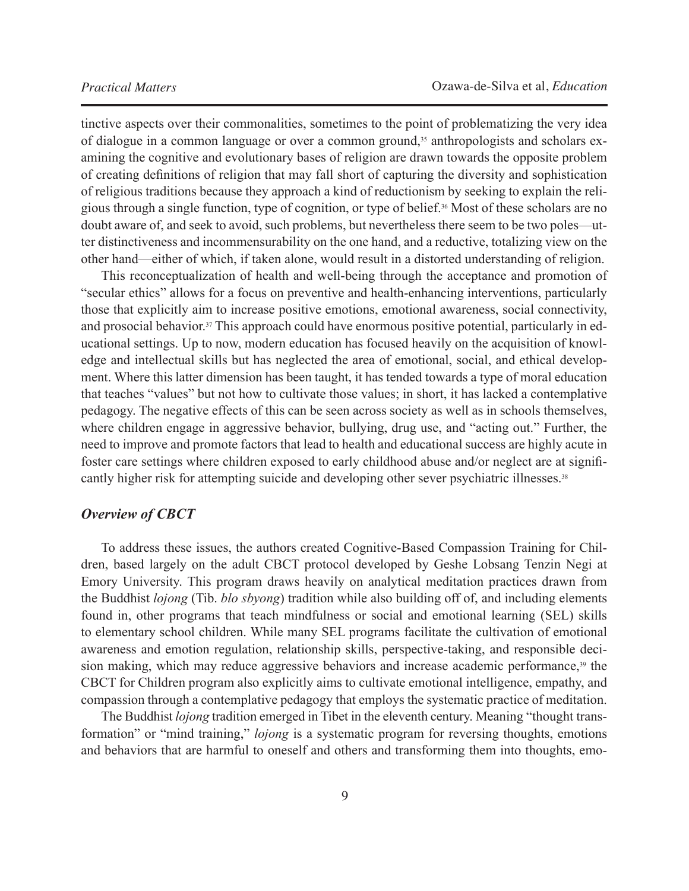tinctive aspects over their commonalities, sometimes to the point of problematizing the very idea of dialogue in a common language or over a common ground,[35] anthropologists and scholars examining the cognitive and evolutionary bases of religion are drawn towards the opposite problem of creating definitions of religion that may fall short of capturing the diversity and sophistication of religious traditions because they approach a kind of reductionism by seeking to explain the religious through a single function, type of cognition, or type of belief.[36] Most of these scholars are no doubt aware of, and seek to avoid, such problems, but nevertheless there seem to be two poles—utter distinctiveness and incommensurability on the one hand, and a reductive, totalizing view on the other hand—either of which, if taken alone, would result in a distorted understanding of religion.

This reconceptualization of health and well-being through the acceptance and promotion of "secular ethics" allows for a focus on preventive and health-enhancing interventions, particularly those that explicitly aim to increase positive emotions, emotional awareness, social connectivity, and prosocial behavior.[37] This approach could have enormous positive potential, particularly in educational settings. Up to now, modern education has focused heavily on the acquisition of knowledge and intellectual skills but has neglected the area of emotional, social, and ethical development. Where this latter dimension has been taught, it has tended towards a type of moral education that teaches "values" but not how to cultivate those values; in short, it has lacked a contemplative pedagogy. The negative effects of this can be seen across society as well as in schools themselves, where children engage in aggressive behavior, bullying, drug use, and "acting out." Further, the need to improve and promote factors that lead to health and educational success are highly acute in foster care settings where children exposed to early childhood abuse and/or neglect are at significantly higher risk for attempting suicide and developing other sever psychiatric illnesses.[38]

### *Overview of CBCT*

To address these issues, the authors created Cognitive-Based Compassion Training for Children, based largely on the adult CBCT protocol developed by Geshe Lobsang Tenzin Negi at Emory University. This program draws heavily on analytical meditation practices drawn from the Buddhist *lojong* (Tib. *blo sbyong*) tradition while also building off of, and including elements found in, other programs that teach mindfulness or social and emotional learning (SEL) skills to elementary school children. While many SEL programs facilitate the cultivation of emotional awareness and emotion regulation, relationship skills, perspective-taking, and responsible decision making, which may reduce aggressive behaviors and increase academic performance,[39] the CBCT for Children program also explicitly aims to cultivate emotional intelligence, empathy, and compassion through a contemplative pedagogy that employs the systematic practice of meditation.

The Buddhist *lojong* tradition emerged in Tibet in the eleventh century. Meaning "thought transformation" or "mind training," *lojong* is a systematic program for reversing thoughts, emotions and behaviors that are harmful to oneself and others and transforming them into thoughts, emo-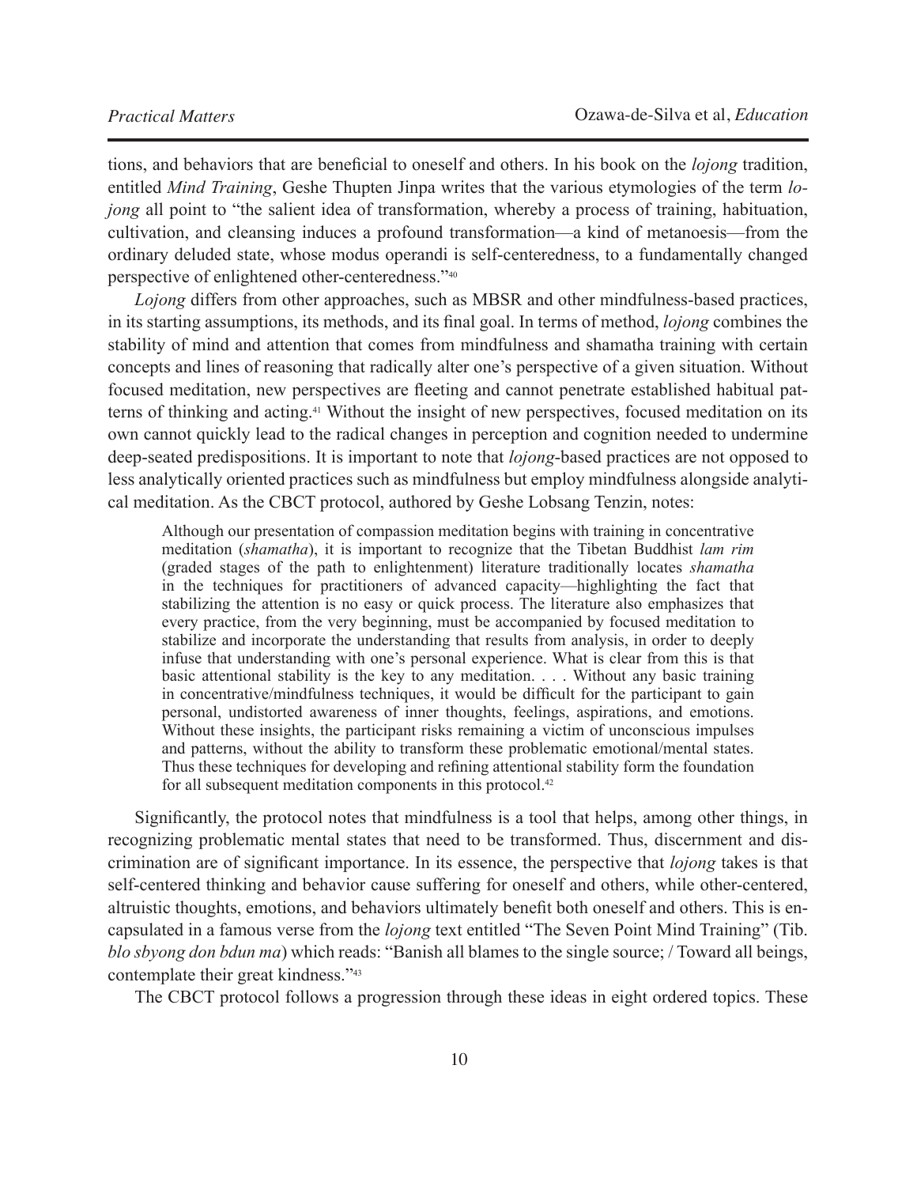tions, and behaviors that are beneficial to oneself and others. In his book on the *lojong* tradition, entitled *Mind Training*, Geshe Thupten Jinpa writes that the various etymologies of the term *lojong* all point to "the salient idea of transformation, whereby a process of training, habituation, cultivation, and cleansing induces a profound transformation—a kind of metanoesis—from the ordinary deluded state, whose modus operandi is self-centeredness, to a fundamentally changed perspective of enlightened other-centeredness."[40]

*Lojong* differs from other approaches, such as MBSR and other mindfulness-based practices, in its starting assumptions, its methods, and its final goal. In terms of method, *lojong* combines the stability of mind and attention that comes from mindfulness and shamatha training with certain concepts and lines of reasoning that radically alter one's perspective of a given situation. Without focused meditation, new perspectives are fleeting and cannot penetrate established habitual patterns of thinking and acting.[41] Without the insight of new perspectives, focused meditation on its own cannot quickly lead to the radical changes in perception and cognition needed to undermine deep-seated predispositions. It is important to note that *lojong*-based practices are not opposed to less analytically oriented practices such as mindfulness but employ mindfulness alongside analytical meditation. As the CBCT protocol, authored by Geshe Lobsang Tenzin, notes:

> Although our presentation of compassion meditation begins with training in concentrative meditation (*shamatha*), it is important to recognize that the Tibetan Buddhist *lam rim* (graded stages of the path to enlightenment) literature traditionally locates *shamatha* in the techniques for practitioners of advanced capacity—highlighting the fact that stabilizing the attention is no easy or quick process. The literature also emphasizes that every practice, from the very beginning, must be accompanied by focused meditation to stabilize and incorporate the understanding that results from analysis, in order to deeply infuse that understanding with one's personal experience. What is clear from this is that basic attentional stability is the key to any meditation. . . . Without any basic training in concentrative/mindfulness techniques, it would be difficult for the participant to gain personal, undistorted awareness of inner thoughts, feelings, aspirations, and emotions. Without these insights, the participant risks remaining a victim of unconscious impulses and patterns, without the ability to transform these problematic emotional/mental states. Thus these techniques for developing and refining attentional stability form the foundation for all subsequent meditation components in this protocol.[42]

Significantly, the protocol notes that mindfulness is a tool that helps, among other things, in recognizing problematic mental states that need to be transformed. Thus, discernment and discrimination are of significant importance. In its essence, the perspective that *lojong* takes is that self-centered thinking and behavior cause suffering for oneself and others, while other-centered, altruistic thoughts, emotions, and behaviors ultimately benefit both oneself and others. This is encapsulated in a famous verse from the *lojong* text entitled "The Seven Point Mind Training" (Tib. *blo sbyong don bdun ma*) which reads: "Banish all blames to the single source; / Toward all beings, contemplate their great kindness."[43]

The CBCT protocol follows a progression through these ideas in eight ordered topics. These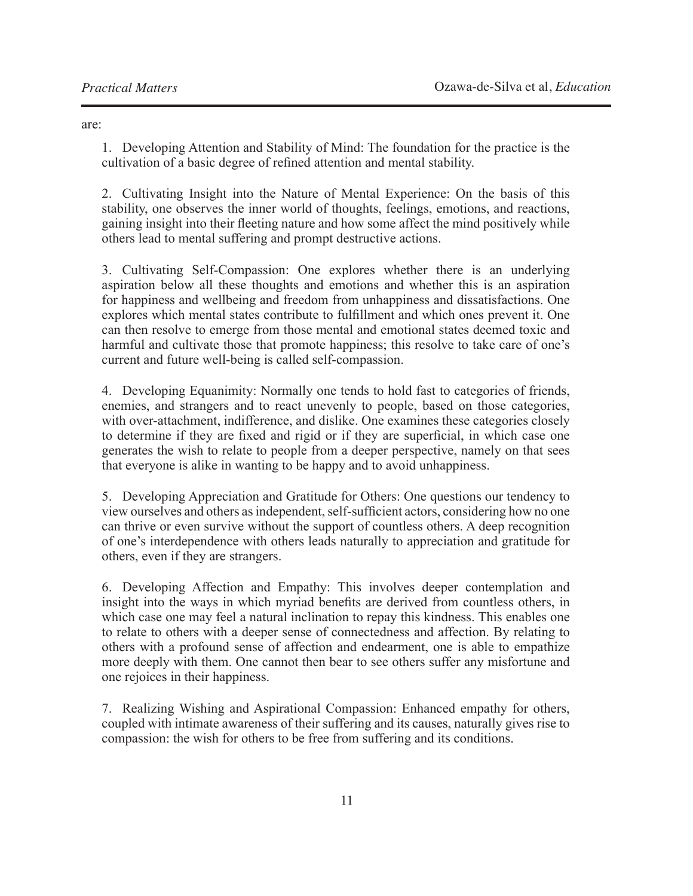are:

1. Developing Attention and Stability of Mind: The foundation for the practice is the cultivation of a basic degree of refined attention and mental stability.

2. Cultivating Insight into the Nature of Mental Experience: On the basis of this stability, one observes the inner world of thoughts, feelings, emotions, and reactions, gaining insight into their fleeting nature and how some affect the mind positively while others lead to mental suffering and prompt destructive actions.

3. Cultivating Self-Compassion: One explores whether there is an underlying aspiration below all these thoughts and emotions and whether this is an aspiration for happiness and wellbeing and freedom from unhappiness and dissatisfactions. One explores which mental states contribute to fulfillment and which ones prevent it. One can then resolve to emerge from those mental and emotional states deemed toxic and harmful and cultivate those that promote happiness; this resolve to take care of one's current and future well-being is called self-compassion.

4. Developing Equanimity: Normally one tends to hold fast to categories of friends, enemies, and strangers and to react unevenly to people, based on those categories, with over-attachment, indifference, and dislike. One examines these categories closely to determine if they are fixed and rigid or if they are superficial, in which case one generates the wish to relate to people from a deeper perspective, namely on that sees that everyone is alike in wanting to be happy and to avoid unhappiness.

5. Developing Appreciation and Gratitude for Others: One questions our tendency to view ourselves and others as independent, self-sufficient actors, considering how no one can thrive or even survive without the support of countless others. A deep recognition of one's interdependence with others leads naturally to appreciation and gratitude for others, even if they are strangers.

6. Developing Affection and Empathy: This involves deeper contemplation and insight into the ways in which myriad benefits are derived from countless others, in which case one may feel a natural inclination to repay this kindness. This enables one to relate to others with a deeper sense of connectedness and affection. By relating to others with a profound sense of affection and endearment, one is able to empathize more deeply with them. One cannot then bear to see others suffer any misfortune and one rejoices in their happiness.

7. Realizing Wishing and Aspirational Compassion: Enhanced empathy for others, coupled with intimate awareness of their suffering and its causes, naturally gives rise to compassion: the wish for others to be free from suffering and its conditions.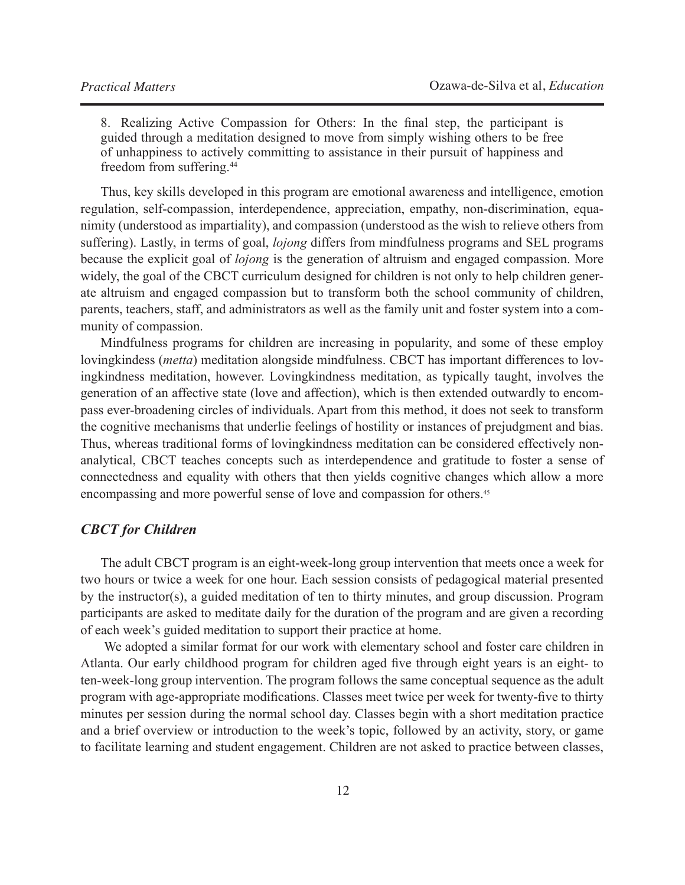8. Realizing Active Compassion for Others: In the final step, the participant is guided through a meditation designed to move from simply wishing others to be free of unhappiness to actively committing to assistance in their pursuit of happiness and freedom from suffering.[44]

Thus, key skills developed in this program are emotional awareness and intelligence, emotion regulation, self-compassion, interdependence, appreciation, empathy, non-discrimination, equanimity (understood as impartiality), and compassion (understood as the wish to relieve others from suffering). Lastly, in terms of goal, *lojong* differs from mindfulness programs and SEL programs because the explicit goal of *lojong* is the generation of altruism and engaged compassion. More widely, the goal of the CBCT curriculum designed for children is not only to help children generate altruism and engaged compassion but to transform both the school community of children, parents, teachers, staff, and administrators as well as the family unit and foster system into a community of compassion.

Mindfulness programs for children are increasing in popularity, and some of these employ lovingkindess (*metta*) meditation alongside mindfulness. CBCT has important differences to lovingkindness meditation, however. Lovingkindness meditation, as typically taught, involves the generation of an affective state (love and affection), which is then extended outwardly to encompass ever-broadening circles of individuals. Apart from this method, it does not seek to transform the cognitive mechanisms that underlie feelings of hostility or instances of prejudgment and bias. Thus, whereas traditional forms of lovingkindness meditation can be considered effectively non-analytical, CBCT teaches concepts such as interdependence and gratitude to foster a sense of connectedness and equality with others that then yields cognitive changes which allow a more encompassing and more powerful sense of love and compassion for others.[45]

### *CBCT for Children*

The adult CBCT program is an eight-week-long group intervention that meets once a week for two hours or twice a week for one hour. Each session consists of pedagogical material presented by the instructor(s), a guided meditation of ten to thirty minutes, and group discussion. Program participants are asked to meditate daily for the duration of the program and are given a recording of each week's guided meditation to support their practice at home.

We adopted a similar format for our work with elementary school and foster care children in Atlanta. Our early childhood program for children aged five through eight years is an eight- to ten-week-long group intervention. The program follows the same conceptual sequence as the adult program with age-appropriate modifications. Classes meet twice per week for twenty-five to thirty minutes per session during the normal school day. Classes begin with a short meditation practice and a brief overview or introduction to the week's topic, followed by an activity, story, or game to facilitate learning and student engagement. Children are not asked to practice between classes,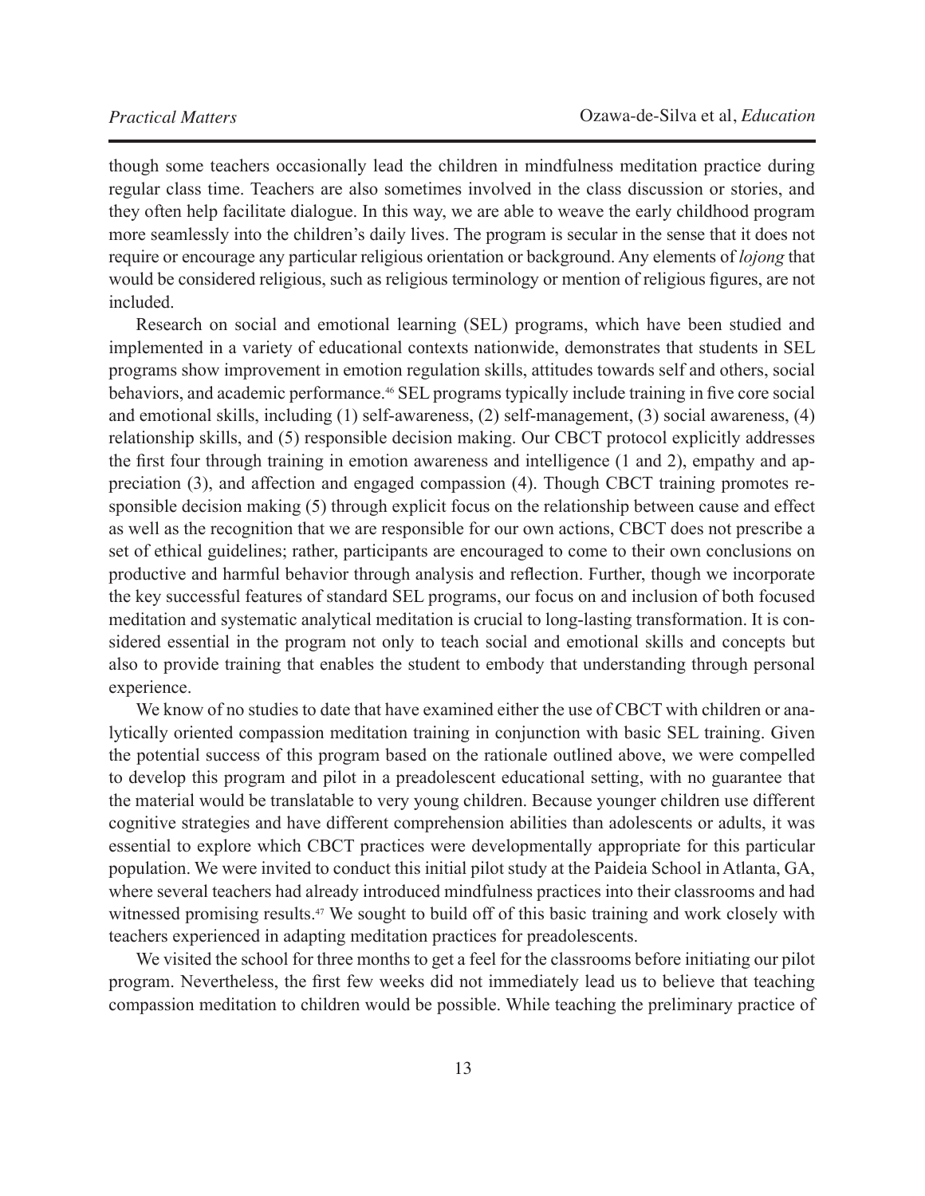though some teachers occasionally lead the children in mindfulness meditation practice during regular class time. Teachers are also sometimes involved in the class discussion or stories, and they often help facilitate dialogue. In this way, we are able to weave the early childhood program more seamlessly into the children's daily lives. The program is secular in the sense that it does not require or encourage any particular religious orientation or background. Any elements of *lojong* that would be considered religious, such as religious terminology or mention of religious figures, are not included.

Research on social and emotional learning (SEL) programs, which have been studied and implemented in a variety of educational contexts nationwide, demonstrates that students in SEL programs show improvement in emotion regulation skills, attitudes towards self and others, social behaviors, and academic performance.[46] SEL programs typically include training in five core social and emotional skills, including (1) self-awareness, (2) self-management, (3) social awareness, (4) relationship skills, and (5) responsible decision making. Our CBCT protocol explicitly addresses the first four through training in emotion awareness and intelligence (1 and 2), empathy and appreciation (3), and affection and engaged compassion (4). Though CBCT training promotes responsible decision making (5) through explicit focus on the relationship between cause and effect as well as the recognition that we are responsible for our own actions, CBCT does not prescribe a set of ethical guidelines; rather, participants are encouraged to come to their own conclusions on productive and harmful behavior through analysis and reflection. Further, though we incorporate the key successful features of standard SEL programs, our focus on and inclusion of both focused meditation and systematic analytical meditation is crucial to long-lasting transformation. It is considered essential in the program not only to teach social and emotional skills and concepts but also to provide training that enables the student to embody that understanding through personal experience.

We know of no studies to date that have examined either the use of CBCT with children or analytically oriented compassion meditation training in conjunction with basic SEL training. Given the potential success of this program based on the rationale outlined above, we were compelled to develop this program and pilot in a preadolescent educational setting, with no guarantee that the material would be translatable to very young children. Because younger children use different cognitive strategies and have different comprehension abilities than adolescents or adults, it was essential to explore which CBCT practices were developmentally appropriate for this particular population. We were invited to conduct this initial pilot study at the Paideia School in Atlanta, GA, where several teachers had already introduced mindfulness practices into their classrooms and had witnessed promising results.[47] We sought to build off of this basic training and work closely with teachers experienced in adapting meditation practices for preadolescents.

We visited the school for three months to get a feel for the classrooms before initiating our pilot program. Nevertheless, the first few weeks did not immediately lead us to believe that teaching compassion meditation to children would be possible. While teaching the preliminary practice of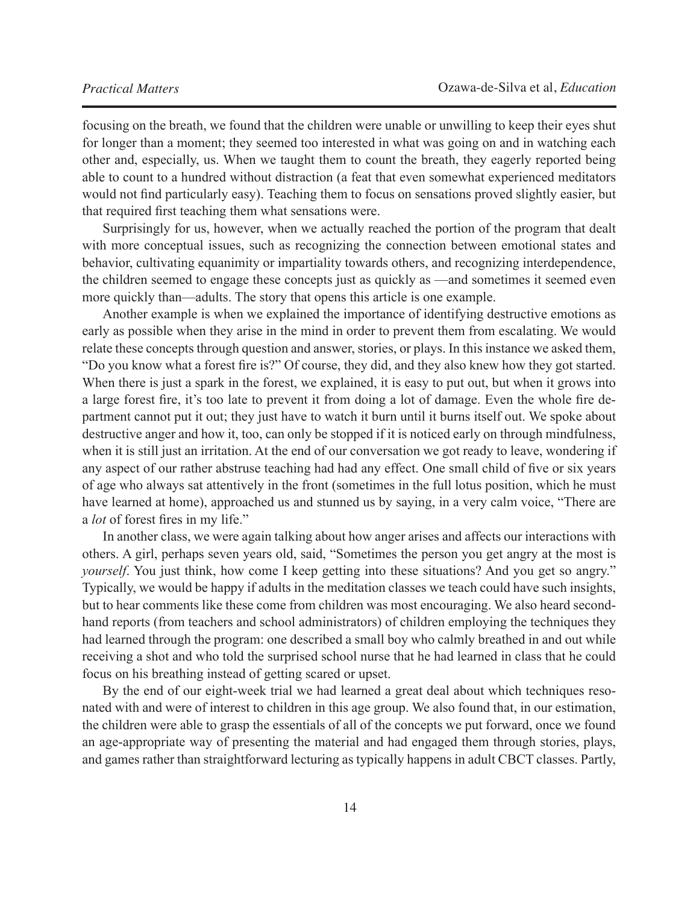focusing on the breath, we found that the children were unable or unwilling to keep their eyes shut for longer than a moment; they seemed too interested in what was going on and in watching each other and, especially, us. When we taught them to count the breath, they eagerly reported being able to count to a hundred without distraction (a feat that even somewhat experienced meditators would not find particularly easy). Teaching them to focus on sensations proved slightly easier, but that required first teaching them what sensations were.

Surprisingly for us, however, when we actually reached the portion of the program that dealt with more conceptual issues, such as recognizing the connection between emotional states and behavior, cultivating equanimity or impartiality towards others, and recognizing interdependence, the children seemed to engage these concepts just as quickly as —and sometimes it seemed even more quickly than—adults. The story that opens this article is one example.

Another example is when we explained the importance of identifying destructive emotions as early as possible when they arise in the mind in order to prevent them from escalating. We would relate these concepts through question and answer, stories, or plays. In this instance we asked them, "Do you know what a forest fire is?" Of course, they did, and they also knew how they got started. When there is just a spark in the forest, we explained, it is easy to put out, but when it grows into a large forest fire, it's too late to prevent it from doing a lot of damage. Even the whole fire department cannot put it out; they just have to watch it burn until it burns itself out. We spoke about destructive anger and how it, too, can only be stopped if it is noticed early on through mindfulness, when it is still just an irritation. At the end of our conversation we got ready to leave, wondering if any aspect of our rather abstruse teaching had had any effect. One small child of five or six years of age who always sat attentively in the front (sometimes in the full lotus position, which he must have learned at home), approached us and stunned us by saying, in a very calm voice, "There are a *lot* of forest fires in my life."

In another class, we were again talking about how anger arises and affects our interactions with others. A girl, perhaps seven years old, said, "Sometimes the person you get angry at the most is *yourself*. You just think, how come I keep getting into these situations? And you get so angry." Typically, we would be happy if adults in the meditation classes we teach could have such insights, but to hear comments like these come from children was most encouraging. We also heard second-hand reports (from teachers and school administrators) of children employing the techniques they had learned through the program: one described a small boy who calmly breathed in and out while receiving a shot and who told the surprised school nurse that he had learned in class that he could focus on his breathing instead of getting scared or upset.

By the end of our eight-week trial we had learned a great deal about which techniques resonated with and were of interest to children in this age group. We also found that, in our estimation, the children were able to grasp the essentials of all of the concepts we put forward, once we found an age-appropriate way of presenting the material and had engaged them through stories, plays, and games rather than straightforward lecturing as typically happens in adult CBCT classes. Partly,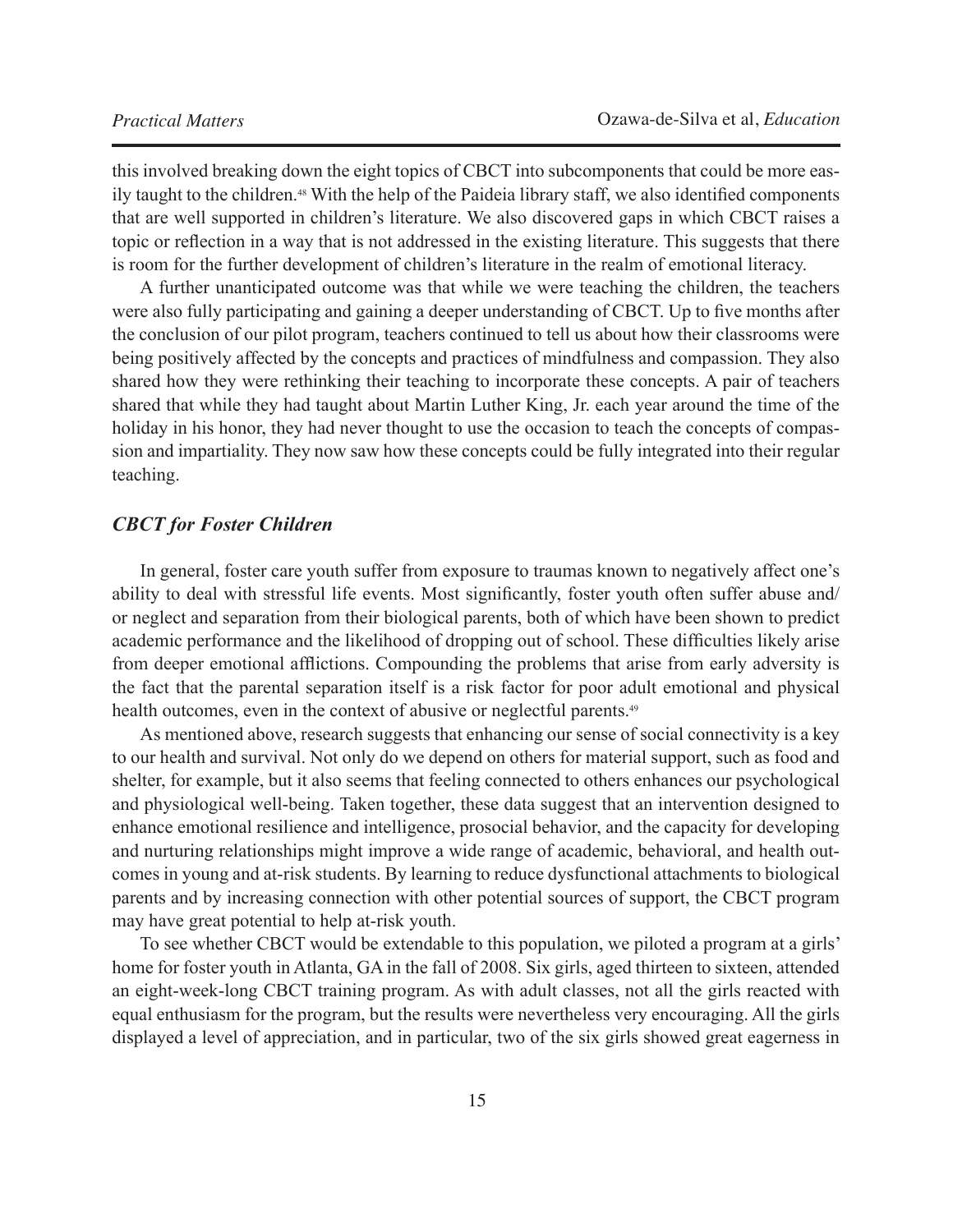this involved breaking down the eight topics of CBCT into subcomponents that could be more easily taught to the children.[48] With the help of the Paideia library staff, we also identified components that are well supported in children's literature. We also discovered gaps in which CBCT raises a topic or reflection in a way that is not addressed in the existing literature. This suggests that there is room for the further development of children's literature in the realm of emotional literacy.

A further unanticipated outcome was that while we were teaching the children, the teachers were also fully participating and gaining a deeper understanding of CBCT. Up to five months after the conclusion of our pilot program, teachers continued to tell us about how their classrooms were being positively affected by the concepts and practices of mindfulness and compassion. They also shared how they were rethinking their teaching to incorporate these concepts. A pair of teachers shared that while they had taught about Martin Luther King, Jr. each year around the time of the holiday in his honor, they had never thought to use the occasion to teach the concepts of compassion and impartiality. They now saw how these concepts could be fully integrated into their regular teaching.

### *CBCT for Foster Children*

In general, foster care youth suffer from exposure to traumas known to negatively affect one's ability to deal with stressful life events. Most significantly, foster youth often suffer abuse and/or neglect and separation from their biological parents, both of which have been shown to predict academic performance and the likelihood of dropping out of school. These difficulties likely arise from deeper emotional afflictions. Compounding the problems that arise from early adversity is the fact that the parental separation itself is a risk factor for poor adult emotional and physical health outcomes, even in the context of abusive or neglectful parents.[49]

As mentioned above, research suggests that enhancing our sense of social connectivity is a key to our health and survival. Not only do we depend on others for material support, such as food and shelter, for example, but it also seems that feeling connected to others enhances our psychological and physiological well-being. Taken together, these data suggest that an intervention designed to enhance emotional resilience and intelligence, prosocial behavior, and the capacity for developing and nurturing relationships might improve a wide range of academic, behavioral, and health outcomes in young and at-risk students. By learning to reduce dysfunctional attachments to biological parents and by increasing connection with other potential sources of support, the CBCT program may have great potential to help at-risk youth.

To see whether CBCT would be extendable to this population, we piloted a program at a girls' home for foster youth in Atlanta, GA in the fall of 2008. Six girls, aged thirteen to sixteen, attended an eight-week-long CBCT training program. As with adult classes, not all the girls reacted with equal enthusiasm for the program, but the results were nevertheless very encouraging. All the girls displayed a level of appreciation, and in particular, two of the six girls showed great eagerness in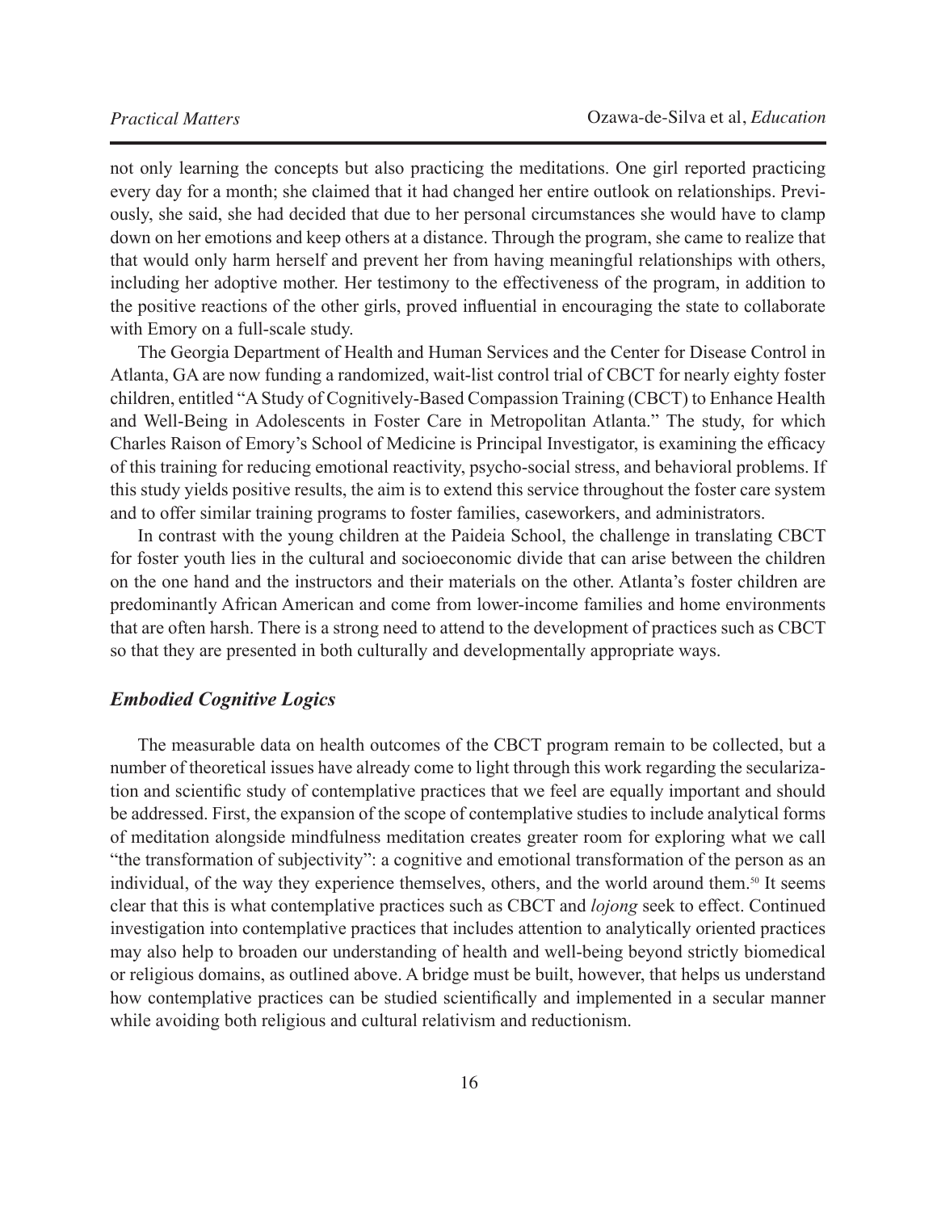not only learning the concepts but also practicing the meditations. One girl reported practicing every day for a month; she claimed that it had changed her entire outlook on relationships. Previously, she said, she had decided that due to her personal circumstances she would have to clamp down on her emotions and keep others at a distance. Through the program, she came to realize that that would only harm herself and prevent her from having meaningful relationships with others, including her adoptive mother. Her testimony to the effectiveness of the program, in addition to the positive reactions of the other girls, proved influential in encouraging the state to collaborate with Emory on a full-scale study.

The Georgia Department of Health and Human Services and the Center for Disease Control in Atlanta, GA are now funding a randomized, wait-list control trial of CBCT for nearly eighty foster children, entitled "A Study of Cognitively-Based Compassion Training (CBCT) to Enhance Health and Well-Being in Adolescents in Foster Care in Metropolitan Atlanta." The study, for which Charles Raison of Emory's School of Medicine is Principal Investigator, is examining the efficacy of this training for reducing emotional reactivity, psycho-social stress, and behavioral problems. If this study yields positive results, the aim is to extend this service throughout the foster care system and to offer similar training programs to foster families, caseworkers, and administrators.

In contrast with the young children at the Paideia School, the challenge in translating CBCT for foster youth lies in the cultural and socioeconomic divide that can arise between the children on the one hand and the instructors and their materials on the other. Atlanta's foster children are predominantly African American and come from lower-income families and home environments that are often harsh. There is a strong need to attend to the development of practices such as CBCT so that they are presented in both culturally and developmentally appropriate ways.

### *Embodied Cognitive Logics*

The measurable data on health outcomes of the CBCT program remain to be collected, but a number of theoretical issues have already come to light through this work regarding the secularization and scientific study of contemplative practices that we feel are equally important and should be addressed. First, the expansion of the scope of contemplative studies to include analytical forms of meditation alongside mindfulness meditation creates greater room for exploring what we call "the transformation of subjectivity": a cognitive and emotional transformation of the person as an individual, of the way they experience themselves, others, and the world around them.[50] It seems clear that this is what contemplative practices such as CBCT and *lojong* seek to effect. Continued investigation into contemplative practices that includes attention to analytically oriented practices may also help to broaden our understanding of health and well-being beyond strictly biomedical or religious domains, as outlined above. A bridge must be built, however, that helps us understand how contemplative practices can be studied scientifically and implemented in a secular manner while avoiding both religious and cultural relativism and reductionism.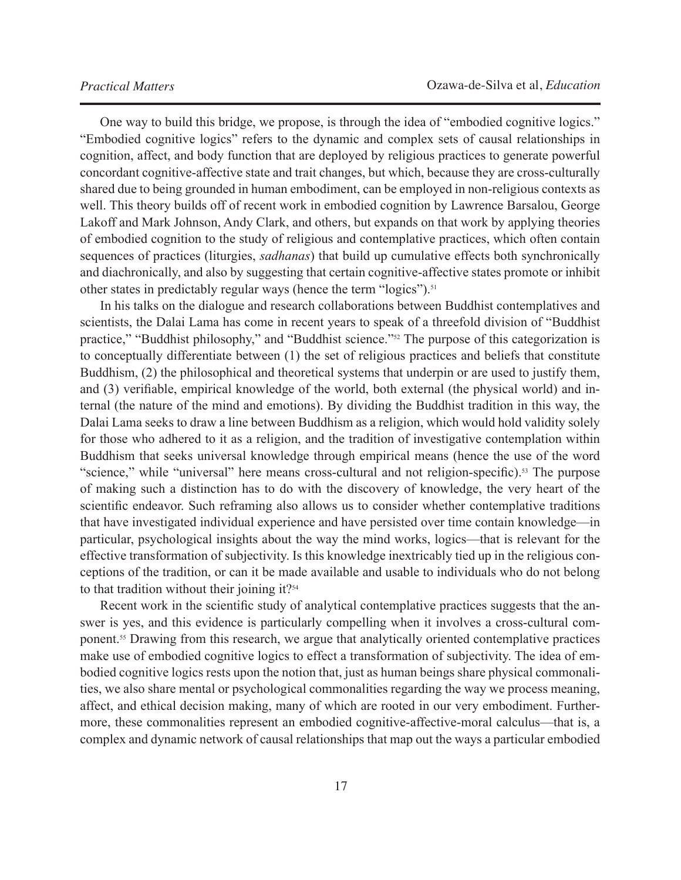One way to build this bridge, we propose, is through the idea of "embodied cognitive logics." "Embodied cognitive logics" refers to the dynamic and complex sets of causal relationships in cognition, affect, and body function that are deployed by religious practices to generate powerful concordant cognitive-affective state and trait changes, but which, because they are cross-culturally shared due to being grounded in human embodiment, can be employed in non-religious contexts as well. This theory builds off of recent work in embodied cognition by Lawrence Barsalou, George Lakoff and Mark Johnson, Andy Clark, and others, but expands on that work by applying theories of embodied cognition to the study of religious and contemplative practices, which often contain sequences of practices (liturgies, *sadhanas*) that build up cumulative effects both synchronically and diachronically, and also by suggesting that certain cognitive-affective states promote or inhibit other states in predictably regular ways (hence the term "logics").[51]

In his talks on the dialogue and research collaborations between Buddhist contemplatives and scientists, the Dalai Lama has come in recent years to speak of a threefold division of "Buddhist practice," "Buddhist philosophy," and "Buddhist science."[52] The purpose of this categorization is to conceptually differentiate between (1) the set of religious practices and beliefs that constitute Buddhism, (2) the philosophical and theoretical systems that underpin or are used to justify them, and (3) verifiable, empirical knowledge of the world, both external (the physical world) and internal (the nature of the mind and emotions). By dividing the Buddhist tradition in this way, the Dalai Lama seeks to draw a line between Buddhism as a religion, which would hold validity solely for those who adhered to it as a religion, and the tradition of investigative contemplation within Buddhism that seeks universal knowledge through empirical means (hence the use of the word "science," while "universal" here means cross-cultural and not religion-specific).[53] The purpose of making such a distinction has to do with the discovery of knowledge, the very heart of the scientific endeavor. Such reframing also allows us to consider whether contemplative traditions that have investigated individual experience and have persisted over time contain knowledge—in particular, psychological insights about the way the mind works, logics—that is relevant for the effective transformation of subjectivity. Is this knowledge inextricably tied up in the religious conceptions of the tradition, or can it be made available and usable to individuals who do not belong to that tradition without their joining it?[54]

Recent work in the scientific study of analytical contemplative practices suggests that the answer is yes, and this evidence is particularly compelling when it involves a cross-cultural component.[55] Drawing from this research, we argue that analytically oriented contemplative practices make use of embodied cognitive logics to effect a transformation of subjectivity. The idea of embodied cognitive logics rests upon the notion that, just as human beings share physical commonalities, we also share mental or psychological commonalities regarding the way we process meaning, affect, and ethical decision making, many of which are rooted in our very embodiment. Furthermore, these commonalities represent an embodied cognitive-affective-moral calculus—that is, a complex and dynamic network of causal relationships that map out the ways a particular embodied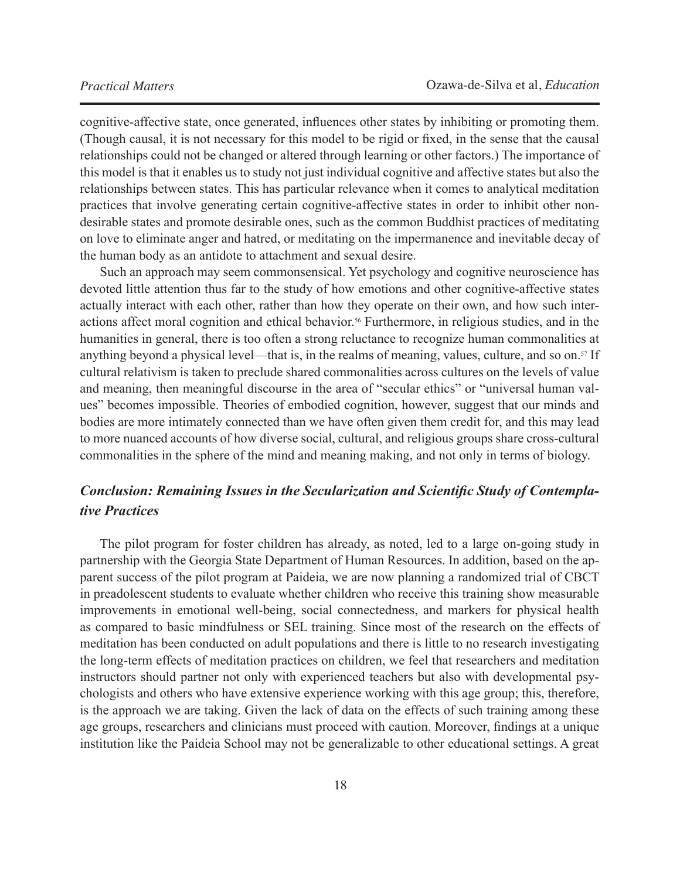cognitive-affective state, once generated, influences other states by inhibiting or promoting them. (Though causal, it is not necessary for this model to be rigid or fixed, in the sense that the causal relationships could not be changed or altered through learning or other factors.) The importance of this model is that it enables us to study not just individual cognitive and affective states but also the relationships between states. This has particular relevance when it comes to analytical meditation practices that involve generating certain cognitive-affective states in order to inhibit other non-desirable states and promote desirable ones, such as the common Buddhist practices of meditating on love to eliminate anger and hatred, or meditating on the impermanence and inevitable decay of the human body as an antidote to attachment and sexual desire.

Such an approach may seem commonsensical. Yet psychology and cognitive neuroscience has devoted little attention thus far to the study of how emotions and other cognitive-affective states actually interact with each other, rather than how they operate on their own, and how such interactions affect moral cognition and ethical behavior.[56] Furthermore, in religious studies, and in the humanities in general, there is too often a strong reluctance to recognize human commonalities at anything beyond a physical level—that is, in the realms of meaning, values, culture, and so on.[57] If cultural relativism is taken to preclude shared commonalities across cultures on the levels of value and meaning, then meaningful discourse in the area of "secular ethics" or "universal human values" becomes impossible. Theories of embodied cognition, however, suggest that our minds and bodies are more intimately connected than we have often given them credit for, and this may lead to more nuanced accounts of how diverse social, cultural, and religious groups share cross-cultural commonalities in the sphere of the mind and meaning making, and not only in terms of biology.

## *Conclusion: Remaining Issues in the Secularization and Scientific Study of Contemplative Practices*

The pilot program for foster children has already, as noted, led to a large on-going study in partnership with the Georgia State Department of Human Resources. In addition, based on the apparent success of the pilot program at Paideia, we are now planning a randomized trial of CBCT in preadolescent students to evaluate whether children who receive this training show measurable improvements in emotional well-being, social connectedness, and markers for physical health as compared to basic mindfulness or SEL training. Since most of the research on the effects of meditation has been conducted on adult populations and there is little to no research investigating the long-term effects of meditation practices on children, we feel that researchers and meditation instructors should partner not only with experienced teachers but also with developmental psychologists and others who have extensive experience working with this age group; this, therefore, is the approach we are taking. Given the lack of data on the effects of such training among these age groups, researchers and clinicians must proceed with caution. Moreover, findings at a unique institution like the Paideia School may not be generalizable to other educational settings. A great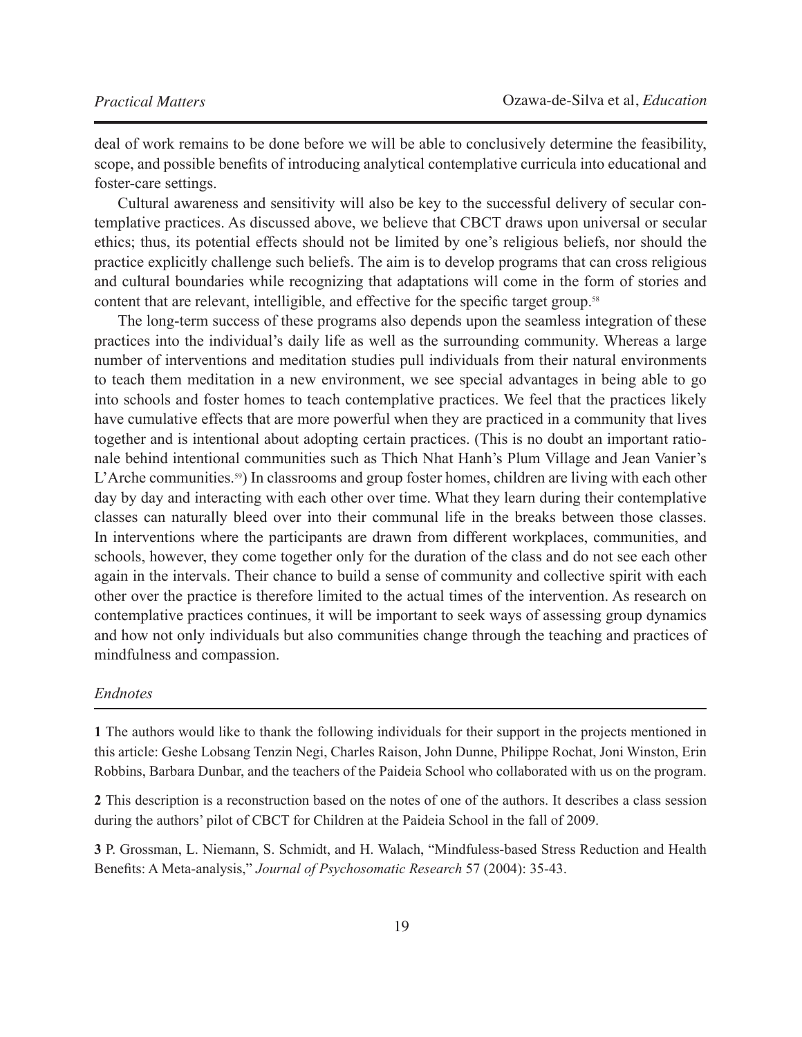deal of work remains to be done before we will be able to conclusively determine the feasibility, scope, and possible benefits of introducing analytical contemplative curricula into educational and foster-care settings.

Cultural awareness and sensitivity will also be key to the successful delivery of secular contemplative practices. As discussed above, we believe that CBCT draws upon universal or secular ethics; thus, its potential effects should not be limited by one's religious beliefs, nor should the practice explicitly challenge such beliefs. The aim is to develop programs that can cross religious and cultural boundaries while recognizing that adaptations will come in the form of stories and content that are relevant, intelligible, and effective for the specific target group.[58]

The long-term success of these programs also depends upon the seamless integration of these practices into the individual's daily life as well as the surrounding community. Whereas a large number of interventions and meditation studies pull individuals from their natural environments to teach them meditation in a new environment, we see special advantages in being able to go into schools and foster homes to teach contemplative practices. We feel that the practices likely have cumulative effects that are more powerful when they are practiced in a community that lives together and is intentional about adopting certain practices. (This is no doubt an important rationale behind intentional communities such as Thich Nhat Hanh's Plum Village and Jean Vanier's L'Arche communities.[59]) In classrooms and group foster homes, children are living with each other day by day and interacting with each other over time. What they learn during their contemplative classes can naturally bleed over into their communal life in the breaks between those classes. In interventions where the participants are drawn from different workplaces, communities, and schools, however, they come together only for the duration of the class and do not see each other again in the intervals. Their chance to build a sense of community and collective spirit with each other over the practice is therefore limited to the actual times of the intervention. As research on contemplative practices continues, it will be important to seek ways of assessing group dynamics and how not only individuals but also communities change through the teaching and practices of mindfulness and compassion.

## *Endnotes*

**1** The authors would like to thank the following individuals for their support in the projects mentioned in this article: Geshe Lobsang Tenzin Negi, Charles Raison, John Dunne, Philippe Rochat, Joni Winston, Erin Robbins, Barbara Dunbar, and the teachers of the Paideia School who collaborated with us on the program.

**2** This description is a reconstruction based on the notes of one of the authors. It describes a class session during the authors' pilot of CBCT for Children at the Paideia School in the fall of 2009.

**3** P. Grossman, L. Niemann, S. Schmidt, and H. Walach, "Mindfuless-based Stress Reduction and Health Benefits: A Meta-analysis," *Journal of Psychosomatic Research* 57 (2004): 35-43.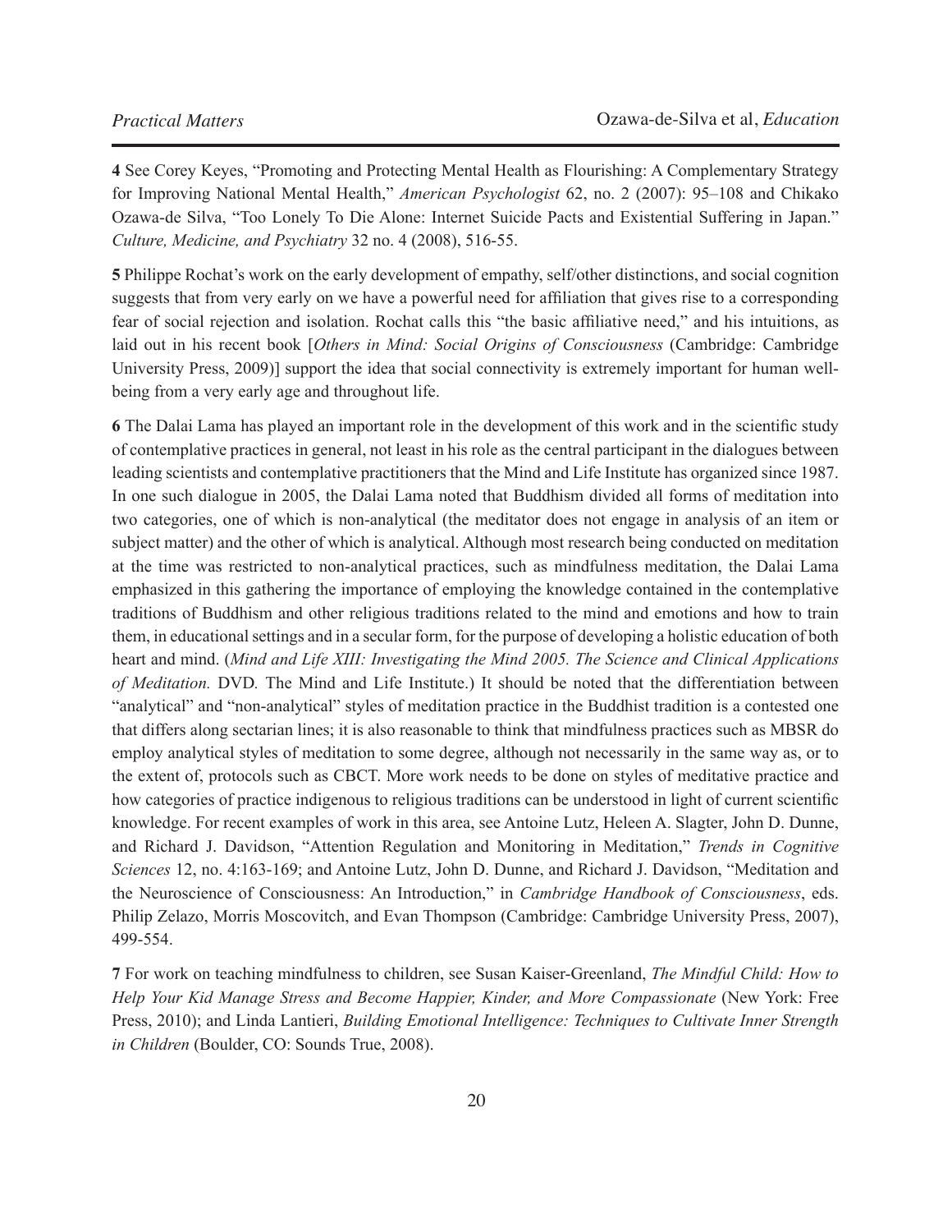**4** See Corey Keyes, "Promoting and Protecting Mental Health as Flourishing: A Complementary Strategy for Improving National Mental Health," *American Psychologist* 62, no. 2 (2007): 95–108 and Chikako Ozawa-de Silva, "Too Lonely To Die Alone: Internet Suicide Pacts and Existential Suffering in Japan." *Culture, Medicine, and Psychiatry* 32 no. 4 (2008), 516-55.

**5** Philippe Rochat's work on the early development of empathy, self/other distinctions, and social cognition suggests that from very early on we have a powerful need for affiliation that gives rise to a corresponding fear of social rejection and isolation. Rochat calls this "the basic affiliative need," and his intuitions, as laid out in his recent book [*Others in Mind: Social Origins of Consciousness* (Cambridge: Cambridge University Press, 2009)] support the idea that social connectivity is extremely important for human well-being from a very early age and throughout life.

**6** The Dalai Lama has played an important role in the development of this work and in the scientific study of contemplative practices in general, not least in his role as the central participant in the dialogues between leading scientists and contemplative practitioners that the Mind and Life Institute has organized since 1987. In one such dialogue in 2005, the Dalai Lama noted that Buddhism divided all forms of meditation into two categories, one of which is non-analytical (the meditator does not engage in analysis of an item or subject matter) and the other of which is analytical. Although most research being conducted on meditation at the time was restricted to non-analytical practices, such as mindfulness meditation, the Dalai Lama emphasized in this gathering the importance of employing the knowledge contained in the contemplative traditions of Buddhism and other religious traditions related to the mind and emotions and how to train them, in educational settings and in a secular form, for the purpose of developing a holistic education of both heart and mind. (*Mind and Life XIII: Investigating the Mind 2005. The Science and Clinical Applications of Meditation.* DVD*.* The Mind and Life Institute.) It should be noted that the differentiation between "analytical" and "non-analytical" styles of meditation practice in the Buddhist tradition is a contested one that differs along sectarian lines; it is also reasonable to think that mindfulness practices such as MBSR do employ analytical styles of meditation to some degree, although not necessarily in the same way as, or to the extent of, protocols such as CBCT. More work needs to be done on styles of meditative practice and how categories of practice indigenous to religious traditions can be understood in light of current scientific knowledge. For recent examples of work in this area, see Antoine Lutz, Heleen A. Slagter, John D. Dunne, and Richard J. Davidson, "Attention Regulation and Monitoring in Meditation," *Trends in Cognitive Sciences* 12, no. 4:163-169; and Antoine Lutz, John D. Dunne, and Richard J. Davidson, "Meditation and the Neuroscience of Consciousness: An Introduction," in *Cambridge Handbook of Consciousness*, eds. Philip Zelazo, Morris Moscovitch, and Evan Thompson (Cambridge: Cambridge University Press, 2007), 499-554.

**7** For work on teaching mindfulness to children, see Susan Kaiser-Greenland, *The Mindful Child: How to Help Your Kid Manage Stress and Become Happier, Kinder, and More Compassionate* (New York: Free Press, 2010); and Linda Lantieri, *Building Emotional Intelligence: Techniques to Cultivate Inner Strength in Children* (Boulder, CO: Sounds True, 2008).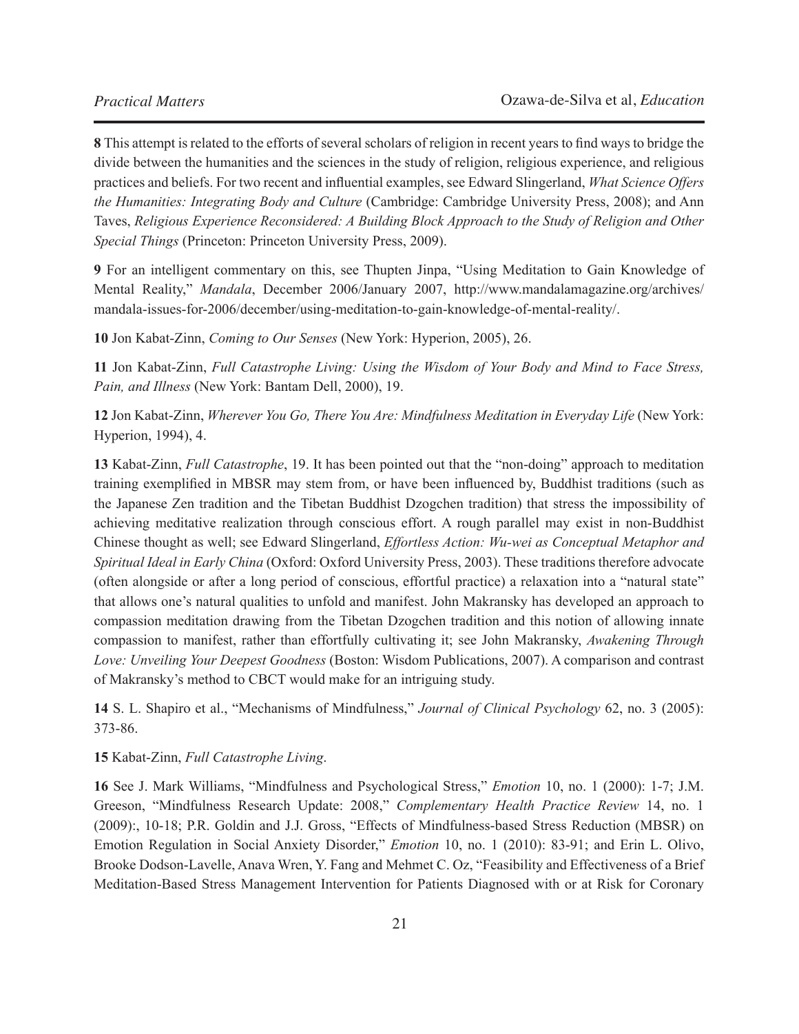**8** This attempt is related to the efforts of several scholars of religion in recent years to find ways to bridge the divide between the humanities and the sciences in the study of religion, religious experience, and religious practices and beliefs. For two recent and influential examples, see Edward Slingerland, *What Science Offers the Humanities: Integrating Body and Culture* (Cambridge: Cambridge University Press, 2008); and Ann Taves, *Religious Experience Reconsidered: A Building Block Approach to the Study of Religion and Other Special Things* (Princeton: Princeton University Press, 2009).

**9** For an intelligent commentary on this, see Thupten Jinpa, "Using Meditation to Gain Knowledge of Mental Reality," *Mandala*, December 2006/January 2007, http://www.mandalamagazine.org/archives/mandala-issues-for-2006/december/using-meditation-to-gain-knowledge-of-mental-reality/.

**10** Jon Kabat-Zinn, *Coming to Our Senses* (New York: Hyperion, 2005), 26.

**11** Jon Kabat-Zinn, *Full Catastrophe Living: Using the Wisdom of Your Body and Mind to Face Stress, Pain, and Illness* (New York: Bantam Dell, 2000), 19.

**12** Jon Kabat-Zinn, *Wherever You Go, There You Are: Mindfulness Meditation in Everyday Life* (New York: Hyperion, 1994), 4.

**13** Kabat-Zinn, *Full Catastrophe*, 19. It has been pointed out that the "non-doing" approach to meditation training exemplified in MBSR may stem from, or have been influenced by, Buddhist traditions (such as the Japanese Zen tradition and the Tibetan Buddhist Dzogchen tradition) that stress the impossibility of achieving meditative realization through conscious effort. A rough parallel may exist in non-Buddhist Chinese thought as well; see Edward Slingerland, *Effortless Action: Wu-wei as Conceptual Metaphor and Spiritual Ideal in Early China* (Oxford: Oxford University Press, 2003). These traditions therefore advocate (often alongside or after a long period of conscious, effortful practice) a relaxation into a "natural state" that allows one's natural qualities to unfold and manifest. John Makransky has developed an approach to compassion meditation drawing from the Tibetan Dzogchen tradition and this notion of allowing innate compassion to manifest, rather than effortfully cultivating it; see John Makransky, *Awakening Through Love: Unveiling Your Deepest Goodness* (Boston: Wisdom Publications, 2007). A comparison and contrast of Makransky's method to CBCT would make for an intriguing study.

**14** S. L. Shapiro et al., "Mechanisms of Mindfulness," *Journal of Clinical Psychology* 62, no. 3 (2005): 373-86.

**15** Kabat-Zinn, *Full Catastrophe Living*.

**16** See J. Mark Williams, "Mindfulness and Psychological Stress," *Emotion* 10, no. 1 (2000): 1-7; J.M. Greeson, "Mindfulness Research Update: 2008," *Complementary Health Practice Review* 14, no. 1 (2009):, 10-18; P.R. Goldin and J.J. Gross, "Effects of Mindfulness-based Stress Reduction (MBSR) on Emotion Regulation in Social Anxiety Disorder," *Emotion* 10, no. 1 (2010): 83-91; and Erin L. Olivo, Brooke Dodson-Lavelle, Anava Wren, Y. Fang and Mehmet C. Oz, "Feasibility and Effectiveness of a Brief Meditation-Based Stress Management Intervention for Patients Diagnosed with or at Risk for Coronary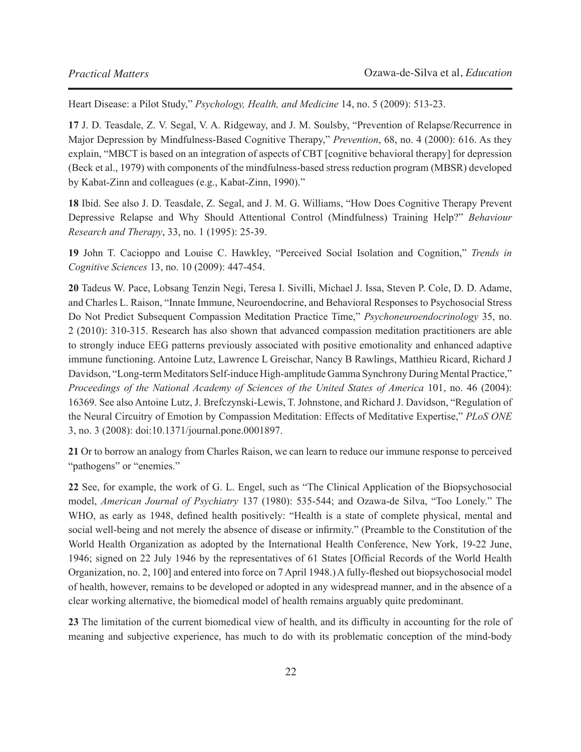Heart Disease: a Pilot Study," *Psychology, Health, and Medicine* 14, no. 5 (2009): 513-23.

**17** J. D. Teasdale, Z. V. Segal, V. A. Ridgeway, and J. M. Soulsby, "Prevention of Relapse/Recurrence in Major Depression by Mindfulness-Based Cognitive Therapy," *Prevention*, 68, no. 4 (2000): 616. As they explain, "MBCT is based on an integration of aspects of CBT [cognitive behavioral therapy] for depression (Beck et al., 1979) with components of the mindfulness-based stress reduction program (MBSR) developed by Kabat-Zinn and colleagues (e.g., Kabat-Zinn, 1990)."

**18** Ibid. See also J. D. Teasdale, Z. Segal, and J. M. G. Williams, "How Does Cognitive Therapy Prevent Depressive Relapse and Why Should Attentional Control (Mindfulness) Training Help?" *Behaviour Research and Therapy*, 33, no. 1 (1995): 25-39.

**19** John T. Cacioppo and Louise C. Hawkley, "Perceived Social Isolation and Cognition," *Trends in Cognitive Sciences* 13, no. 10 (2009): 447-454.

**20** Tadeus W. Pace, Lobsang Tenzin Negi, Teresa I. Sivilli, Michael J. Issa, Steven P. Cole, D. D. Adame, and Charles L. Raison, "Innate Immune, Neuroendocrine, and Behavioral Responses to Psychosocial Stress Do Not Predict Subsequent Compassion Meditation Practice Time," *Psychoneuroendocrinology* 35, no. 2 (2010): 310-315. Research has also shown that advanced compassion meditation practitioners are able to strongly induce EEG patterns previously associated with positive emotionality and enhanced adaptive immune functioning. Antoine Lutz, Lawrence L Greischar, Nancy B Rawlings, Matthieu Ricard, Richard J Davidson, "Long-term Meditators Self-induce High-amplitude Gamma Synchrony During Mental Practice," *Proceedings of the National Academy of Sciences of the United States of America* 101, no. 46 (2004): 16369. See also Antoine Lutz, J. Brefczynski-Lewis, T. Johnstone, and Richard J. Davidson, "Regulation of the Neural Circuitry of Emotion by Compassion Meditation: Effects of Meditative Expertise," *PLoS ONE* 3, no. 3 (2008): doi:10.1371/journal.pone.0001897.

**21** Or to borrow an analogy from Charles Raison, we can learn to reduce our immune response to perceived "pathogens" or "enemies."

**22** See, for example, the work of G. L. Engel, such as "The Clinical Application of the Biopsychosocial model, *American Journal of Psychiatry* 137 (1980): 535-544; and Ozawa-de Silva, "Too Lonely." The WHO, as early as 1948, defined health positively: "Health is a state of complete physical, mental and social well-being and not merely the absence of disease or infirmity." (Preamble to the Constitution of the World Health Organization as adopted by the International Health Conference, New York, 19-22 June, 1946; signed on 22 July 1946 by the representatives of 61 States [Official Records of the World Health Organization, no. 2, 100] and entered into force on 7 April 1948.) A fully-fleshed out biopsychosocial model of health, however, remains to be developed or adopted in any widespread manner, and in the absence of a clear working alternative, the biomedical model of health remains arguably quite predominant.

**23** The limitation of the current biomedical view of health, and its difficulty in accounting for the role of meaning and subjective experience, has much to do with its problematic conception of the mind-body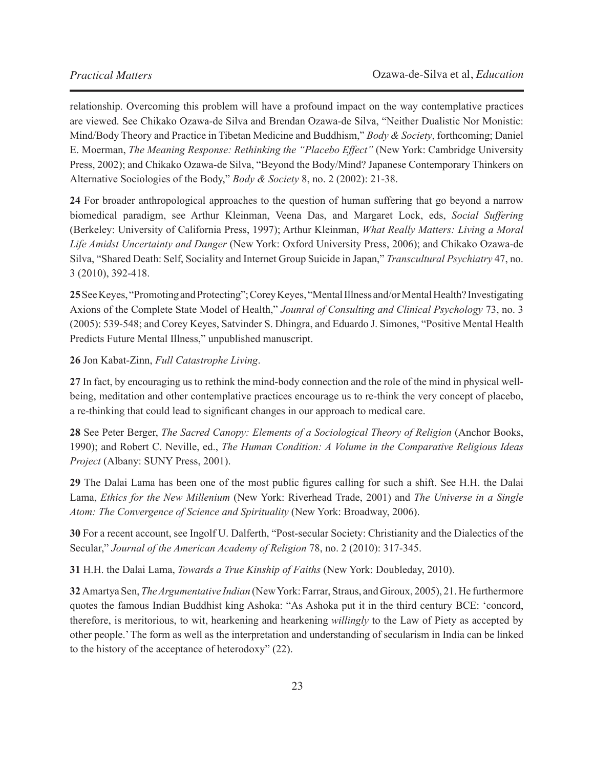relationship. Overcoming this problem will have a profound impact on the way contemplative practices are viewed. See Chikako Ozawa-de Silva and Brendan Ozawa-de Silva, "Neither Dualistic Nor Monistic: Mind/Body Theory and Practice in Tibetan Medicine and Buddhism," *Body & Society*, forthcoming; Daniel E. Moerman, *The Meaning Response: Rethinking the "Placebo Effect"* (New York: Cambridge University Press, 2002); and Chikako Ozawa-de Silva, "Beyond the Body/Mind? Japanese Contemporary Thinkers on Alternative Sociologies of the Body," *Body & Society* 8, no. 2 (2002): 21-38.

**24** For broader anthropological approaches to the question of human suffering that go beyond a narrow biomedical paradigm, see Arthur Kleinman, Veena Das, and Margaret Lock, eds, *Social Suffering* (Berkeley: University of California Press, 1997); Arthur Kleinman, *What Really Matters: Living a Moral Life Amidst Uncertainty and Danger* (New York: Oxford University Press, 2006); and Chikako Ozawa-de Silva, "Shared Death: Self, Sociality and Internet Group Suicide in Japan," *Transcultural Psychiatry* 47, no. 3 (2010), 392-418.

**25** See Keyes, "Promoting and Protecting"; Corey Keyes, "Mental Illness and/or Mental Health? Investigating Axions of the Complete State Model of Health," *Jounral of Consulting and Clinical Psychology* 73, no. 3 (2005): 539-548; and Corey Keyes, Satvinder S. Dhingra, and Eduardo J. Simones, "Positive Mental Health Predicts Future Mental Illness," unpublished manuscript.

**26** Jon Kabat-Zinn, *Full Catastrophe Living*.

**27** In fact, by encouraging us to rethink the mind-body connection and the role of the mind in physical well-being, meditation and other contemplative practices encourage us to re-think the very concept of placebo, a re-thinking that could lead to significant changes in our approach to medical care.

**28** See Peter Berger, *The Sacred Canopy: Elements of a Sociological Theory of Religion* (Anchor Books, 1990); and Robert C. Neville, ed., *The Human Condition: A Volume in the Comparative Religious Ideas Project* (Albany: SUNY Press, 2001).

**29** The Dalai Lama has been one of the most public figures calling for such a shift. See H.H. the Dalai Lama, *Ethics for the New Millenium* (New York: Riverhead Trade, 2001) and *The Universe in a Single Atom: The Convergence of Science and Spirituality* (New York: Broadway, 2006).

**30** For a recent account, see Ingolf U. Dalferth, "Post-secular Society: Christianity and the Dialectics of the Secular," *Journal of the American Academy of Religion* 78, no. 2 (2010): 317-345.

**31** H.H. the Dalai Lama, *Towards a True Kinship of Faiths* (New York: Doubleday, 2010).

**32** Amartya Sen, *The Argumentative Indian* (New York: Farrar, Straus, and Giroux, 2005), 21. He furthermore quotes the famous Indian Buddhist king Ashoka: "As Ashoka put it in the third century BCE: 'concord, therefore, is meritorious, to wit, hearkening and hearkening *willingly* to the Law of Piety as accepted by other people.' The form as well as the interpretation and understanding of secularism in India can be linked to the history of the acceptance of heterodoxy" (22).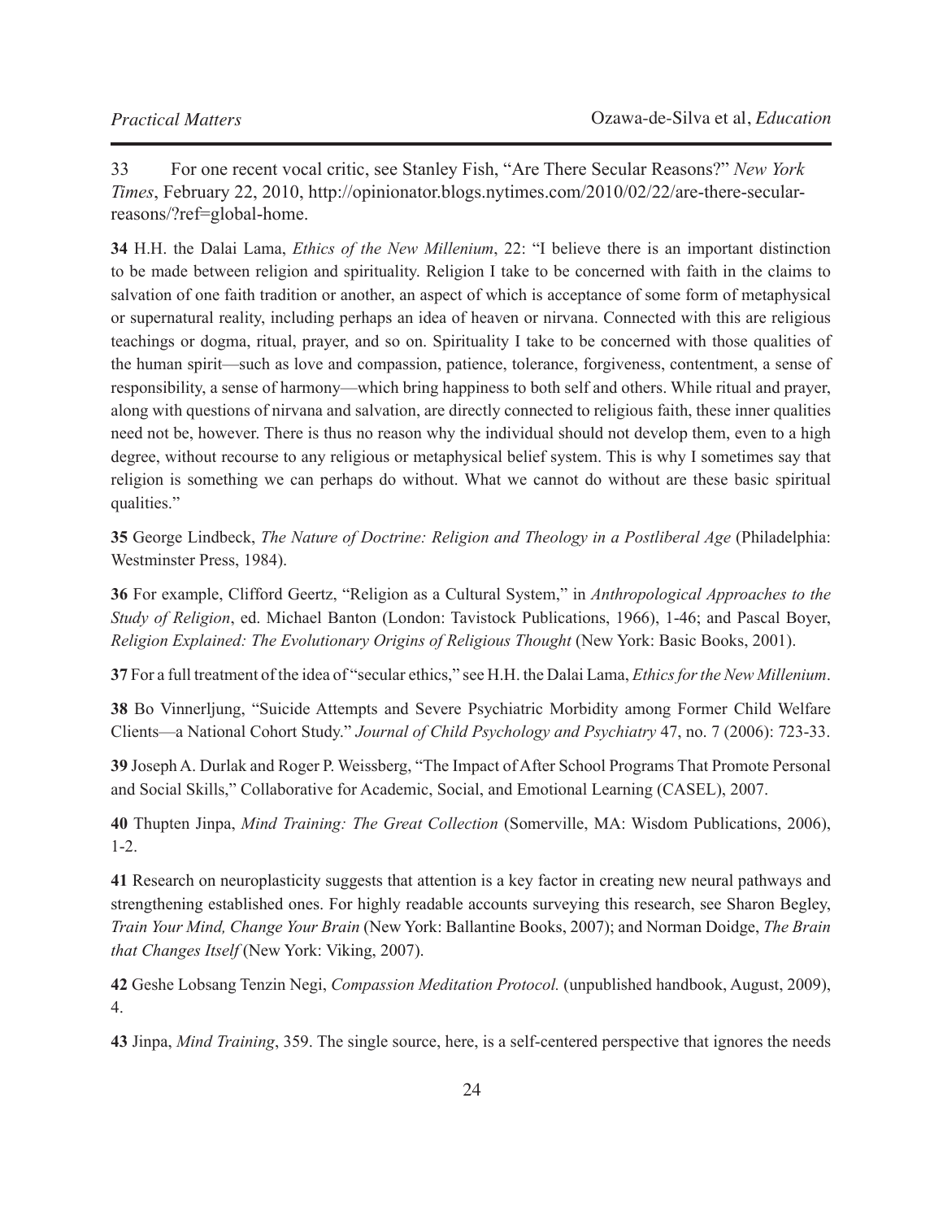33 For one recent vocal critic, see Stanley Fish, "Are There Secular Reasons?" *New York Times*, February 22, 2010, http://opinionator.blogs.nytimes.com/2010/02/22/are-there-secular-reasons/?ref=global-home.

**34** H.H. the Dalai Lama, *Ethics of the New Millenium*, 22: "I believe there is an important distinction to be made between religion and spirituality. Religion I take to be concerned with faith in the claims to salvation of one faith tradition or another, an aspect of which is acceptance of some form of metaphysical or supernatural reality, including perhaps an idea of heaven or nirvana. Connected with this are religious teachings or dogma, ritual, prayer, and so on. Spirituality I take to be concerned with those qualities of the human spirit—such as love and compassion, patience, tolerance, forgiveness, contentment, a sense of responsibility, a sense of harmony—which bring happiness to both self and others. While ritual and prayer, along with questions of nirvana and salvation, are directly connected to religious faith, these inner qualities need not be, however. There is thus no reason why the individual should not develop them, even to a high degree, without recourse to any religious or metaphysical belief system. This is why I sometimes say that religion is something we can perhaps do without. What we cannot do without are these basic spiritual qualities."

**35** George Lindbeck, *The Nature of Doctrine: Religion and Theology in a Postliberal Age* (Philadelphia: Westminster Press, 1984).

**36** For example, Clifford Geertz, "Religion as a Cultural System," in *Anthropological Approaches to the Study of Religion*, ed. Michael Banton (London: Tavistock Publications, 1966), 1-46; and Pascal Boyer, *Religion Explained: The Evolutionary Origins of Religious Thought* (New York: Basic Books, 2001).

**37** For a full treatment of the idea of "secular ethics," see H.H. the Dalai Lama, *Ethics for the New Millenium*.

**38** Bo Vinnerljung, "Suicide Attempts and Severe Psychiatric Morbidity among Former Child Welfare Clients—a National Cohort Study." *Journal of Child Psychology and Psychiatry* 47, no. 7 (2006): 723-33.

**39** Joseph A. Durlak and Roger P. Weissberg, "The Impact of After School Programs That Promote Personal and Social Skills," Collaborative for Academic, Social, and Emotional Learning (CASEL), 2007.

**40** Thupten Jinpa, *Mind Training: The Great Collection* (Somerville, MA: Wisdom Publications, 2006), 1-2.

**41** Research on neuroplasticity suggests that attention is a key factor in creating new neural pathways and strengthening established ones. For highly readable accounts surveying this research, see Sharon Begley, *Train Your Mind, Change Your Brain* (New York: Ballantine Books, 2007); and Norman Doidge, *The Brain that Changes Itself* (New York: Viking, 2007).

**42** Geshe Lobsang Tenzin Negi, *Compassion Meditation Protocol.* (unpublished handbook, August, 2009), 4.

**43** Jinpa, *Mind Training*, 359. The single source, here, is a self-centered perspective that ignores the needs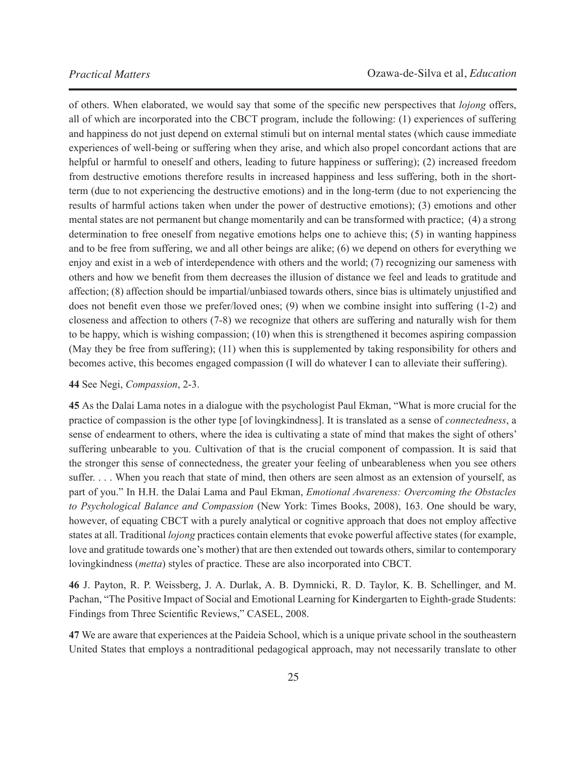of others. When elaborated, we would say that some of the specific new perspectives that *lojong* offers, all of which are incorporated into the CBCT program, include the following: (1) experiences of suffering and happiness do not just depend on external stimuli but on internal mental states (which cause immediate experiences of well-being or suffering when they arise, and which also propel concordant actions that are helpful or harmful to oneself and others, leading to future happiness or suffering); (2) increased freedom from destructive emotions therefore results in increased happiness and less suffering, both in the short-term (due to not experiencing the destructive emotions) and in the long-term (due to not experiencing the results of harmful actions taken when under the power of destructive emotions); (3) emotions and other mental states are not permanent but change momentarily and can be transformed with practice; (4) a strong determination to free oneself from negative emotions helps one to achieve this; (5) in wanting happiness and to be free from suffering, we and all other beings are alike; (6) we depend on others for everything we enjoy and exist in a web of interdependence with others and the world; (7) recognizing our sameness with others and how we benefit from them decreases the illusion of distance we feel and leads to gratitude and affection; (8) affection should be impartial/unbiased towards others, since bias is ultimately unjustified and does not benefit even those we prefer/loved ones; (9) when we combine insight into suffering (1-2) and closeness and affection to others (7-8) we recognize that others are suffering and naturally wish for them to be happy, which is wishing compassion; (10) when this is strengthened it becomes aspiring compassion (May they be free from suffering); (11) when this is supplemented by taking responsibility for others and becomes active, this becomes engaged compassion (I will do whatever I can to alleviate their suffering).

**44** See Negi, *Compassion*, 2-3.

**45** As the Dalai Lama notes in a dialogue with the psychologist Paul Ekman, "What is more crucial for the practice of compassion is the other type [of lovingkindness]. It is translated as a sense of *connectedness*, a sense of endearment to others, where the idea is cultivating a state of mind that makes the sight of others' suffering unbearable to you. Cultivation of that is the crucial component of compassion. It is said that the stronger this sense of connectedness, the greater your feeling of unbearableness when you see others suffer. . . . When you reach that state of mind, then others are seen almost as an extension of yourself, as part of you." In H.H. the Dalai Lama and Paul Ekman, *Emotional Awareness: Overcoming the Obstacles to Psychological Balance and Compassion* (New York: Times Books, 2008), 163. One should be wary, however, of equating CBCT with a purely analytical or cognitive approach that does not employ affective states at all. Traditional *lojong* practices contain elements that evoke powerful affective states (for example, love and gratitude towards one's mother) that are then extended out towards others, similar to contemporary lovingkindness (*metta*) styles of practice. These are also incorporated into CBCT.

**46** J. Payton, R. P. Weissberg, J. A. Durlak, A. B. Dymnicki, R. D. Taylor, K. B. Schellinger, and M. Pachan, "The Positive Impact of Social and Emotional Learning for Kindergarten to Eighth-grade Students: Findings from Three Scientific Reviews," CASEL, 2008.

**47** We are aware that experiences at the Paideia School, which is a unique private school in the southeastern United States that employs a nontraditional pedagogical approach, may not necessarily translate to other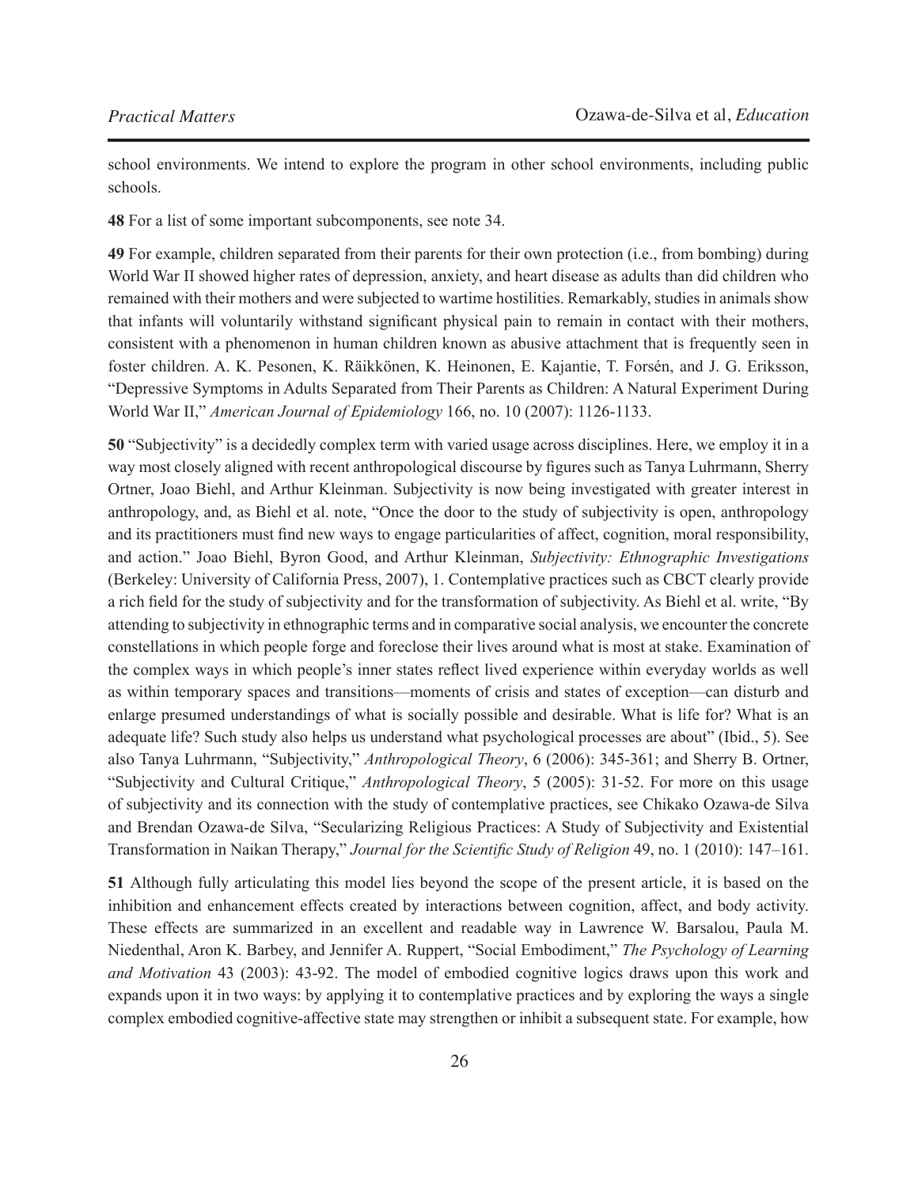school environments. We intend to explore the program in other school environments, including public schools.

**48** For a list of some important subcomponents, see note 34.

**49** For example, children separated from their parents for their own protection (i.e., from bombing) during World War II showed higher rates of depression, anxiety, and heart disease as adults than did children who remained with their mothers and were subjected to wartime hostilities. Remarkably, studies in animals show that infants will voluntarily withstand significant physical pain to remain in contact with their mothers, consistent with a phenomenon in human children known as abusive attachment that is frequently seen in foster children. A. K. Pesonen, K. Räikkönen, K. Heinonen, E. Kajantie, T. Forsén, and J. G. Eriksson, "Depressive Symptoms in Adults Separated from Their Parents as Children: A Natural Experiment During World War II," *American Journal of Epidemiology* 166, no. 10 (2007): 1126-1133.

**50** "Subjectivity" is a decidedly complex term with varied usage across disciplines. Here, we employ it in a way most closely aligned with recent anthropological discourse by figures such as Tanya Luhrmann, Sherry Ortner, Joao Biehl, and Arthur Kleinman. Subjectivity is now being investigated with greater interest in anthropology, and, as Biehl et al. note, "Once the door to the study of subjectivity is open, anthropology and its practitioners must find new ways to engage particularities of affect, cognition, moral responsibility, and action." Joao Biehl, Byron Good, and Arthur Kleinman, *Subjectivity: Ethnographic Investigations* (Berkeley: University of California Press, 2007), 1. Contemplative practices such as CBCT clearly provide a rich field for the study of subjectivity and for the transformation of subjectivity. As Biehl et al. write, "By attending to subjectivity in ethnographic terms and in comparative social analysis, we encounter the concrete constellations in which people forge and foreclose their lives around what is most at stake. Examination of the complex ways in which people's inner states reflect lived experience within everyday worlds as well as within temporary spaces and transitions—moments of crisis and states of exception—can disturb and enlarge presumed understandings of what is socially possible and desirable. What is life for? What is an adequate life? Such study also helps us understand what psychological processes are about" (Ibid., 5). See also Tanya Luhrmann, "Subjectivity," *Anthropological Theory*, 6 (2006): 345-361; and Sherry B. Ortner, "Subjectivity and Cultural Critique," *Anthropological Theory*, 5 (2005): 31-52. For more on this usage of subjectivity and its connection with the study of contemplative practices, see Chikako Ozawa-de Silva and Brendan Ozawa-de Silva, "Secularizing Religious Practices: A Study of Subjectivity and Existential Transformation in Naikan Therapy," *Journal for the Scientific Study of Religion* 49, no. 1 (2010): 147–161.

**51** Although fully articulating this model lies beyond the scope of the present article, it is based on the inhibition and enhancement effects created by interactions between cognition, affect, and body activity. These effects are summarized in an excellent and readable way in Lawrence W. Barsalou, Paula M. Niedenthal, Aron K. Barbey, and Jennifer A. Ruppert, "Social Embodiment," *The Psychology of Learning and Motivation* 43 (2003): 43-92. The model of embodied cognitive logics draws upon this work and expands upon it in two ways: by applying it to contemplative practices and by exploring the ways a single complex embodied cognitive-affective state may strengthen or inhibit a subsequent state. For example, how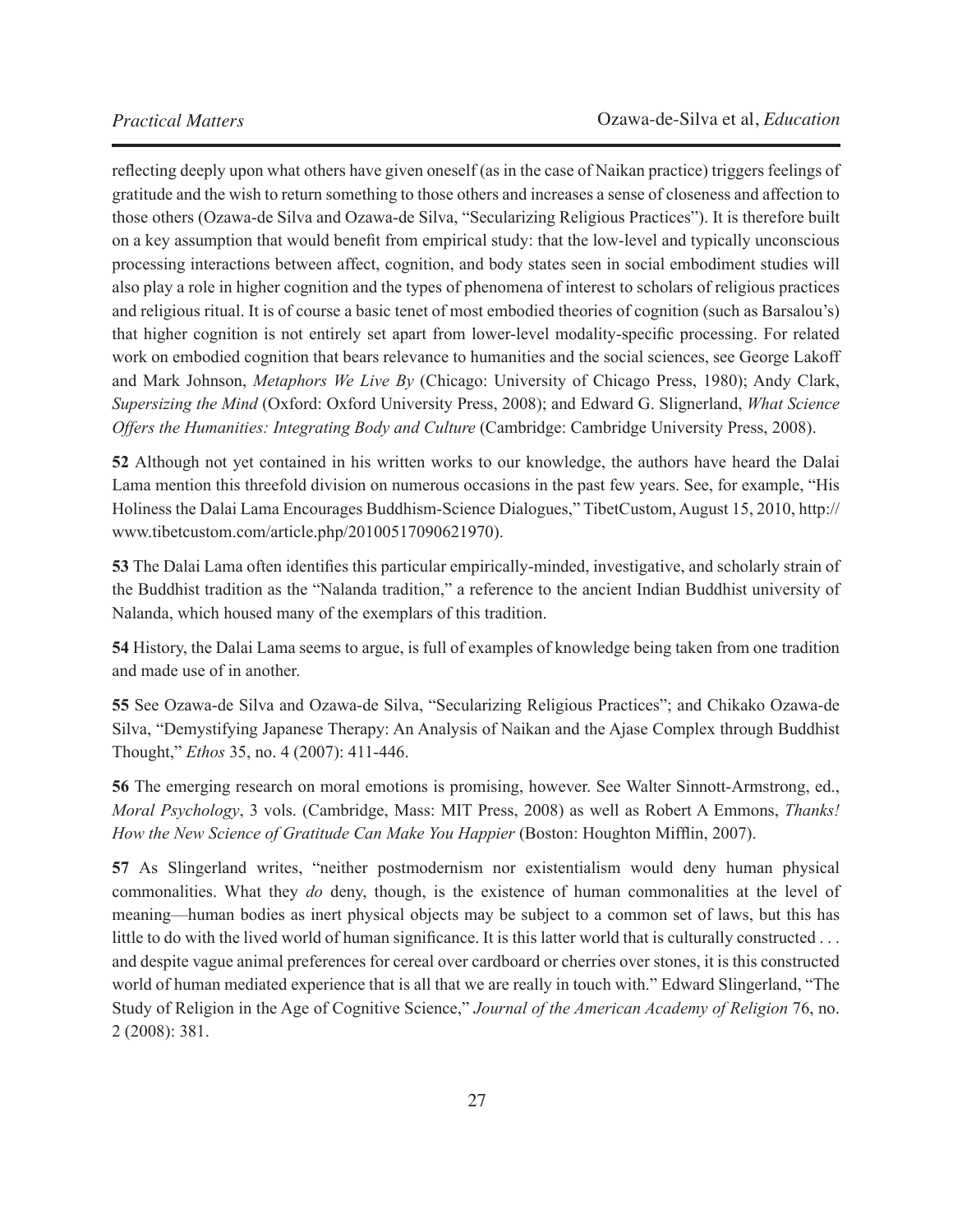reflecting deeply upon what others have given oneself (as in the case of Naikan practice) triggers feelings of gratitude and the wish to return something to those others and increases a sense of closeness and affection to those others (Ozawa-de Silva and Ozawa-de Silva, "Secularizing Religious Practices"). It is therefore built on a key assumption that would benefit from empirical study: that the low-level and typically unconscious processing interactions between affect, cognition, and body states seen in social embodiment studies will also play a role in higher cognition and the types of phenomena of interest to scholars of religious practices and religious ritual. It is of course a basic tenet of most embodied theories of cognition (such as Barsalou's) that higher cognition is not entirely set apart from lower-level modality-specific processing. For related work on embodied cognition that bears relevance to humanities and the social sciences, see George Lakoff and Mark Johnson, *Metaphors We Live By* (Chicago: University of Chicago Press, 1980); Andy Clark, *Supersizing the Mind* (Oxford: Oxford University Press, 2008); and Edward G. Slignerland, *What Science Offers the Humanities: Integrating Body and Culture* (Cambridge: Cambridge University Press, 2008).

**52** Although not yet contained in his written works to our knowledge, the authors have heard the Dalai Lama mention this threefold division on numerous occasions in the past few years. See, for example, "His Holiness the Dalai Lama Encourages Buddhism-Science Dialogues," TibetCustom, August 15, 2010, http://www.tibetcustom.com/article.php/20100517090621970).

**53** The Dalai Lama often identifies this particular empirically-minded, investigative, and scholarly strain of the Buddhist tradition as the "Nalanda tradition," a reference to the ancient Indian Buddhist university of Nalanda, which housed many of the exemplars of this tradition.

**54** History, the Dalai Lama seems to argue, is full of examples of knowledge being taken from one tradition and made use of in another.

**55** See Ozawa-de Silva and Ozawa-de Silva, "Secularizing Religious Practices"; and Chikako Ozawa-de Silva, "Demystifying Japanese Therapy: An Analysis of Naikan and the Ajase Complex through Buddhist Thought," *Ethos* 35, no. 4 (2007): 411-446.

**56** The emerging research on moral emotions is promising, however. See Walter Sinnott-Armstrong, ed., *Moral Psychology*, 3 vols. (Cambridge, Mass: MIT Press, 2008) as well as Robert A Emmons, *Thanks! How the New Science of Gratitude Can Make You Happier* (Boston: Houghton Mifflin, 2007).

**57** As Slingerland writes, "neither postmodernism nor existentialism would deny human physical commonalities. What they *do* deny, though, is the existence of human commonalities at the level of meaning—human bodies as inert physical objects may be subject to a common set of laws, but this has little to do with the lived world of human significance. It is this latter world that is culturally constructed . . . and despite vague animal preferences for cereal over cardboard or cherries over stones, it is this constructed world of human mediated experience that is all that we are really in touch with." Edward Slingerland, "The Study of Religion in the Age of Cognitive Science," *Journal of the American Academy of Religion* 76, no. 2 (2008): 381.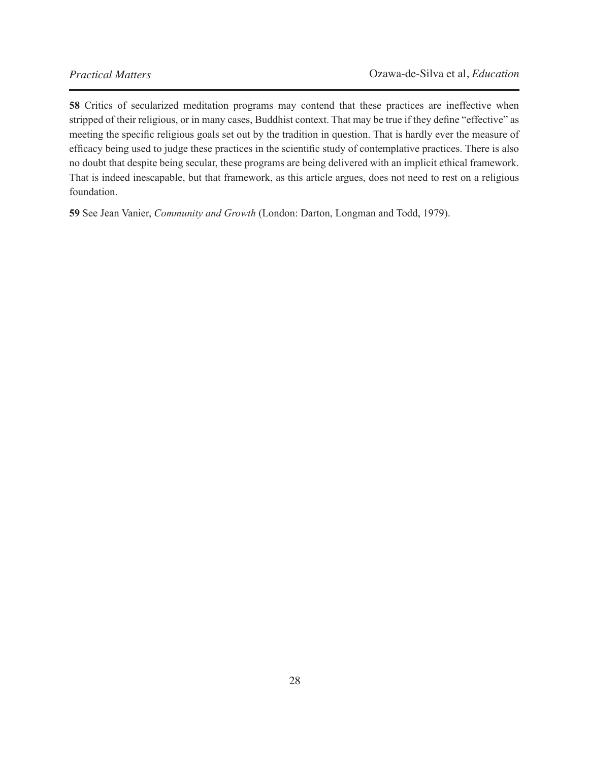**58** Critics of secularized meditation programs may contend that these practices are ineffective when stripped of their religious, or in many cases, Buddhist context. That may be true if they define "effective" as meeting the specific religious goals set out by the tradition in question. That is hardly ever the measure of efficacy being used to judge these practices in the scientific study of contemplative practices. There is also no doubt that despite being secular, these programs are being delivered with an implicit ethical framework. That is indeed inescapable, but that framework, as this article argues, does not need to rest on a religious foundation.

**59** See Jean Vanier, *Community and Growth* (London: Darton, Longman and Todd, 1979).